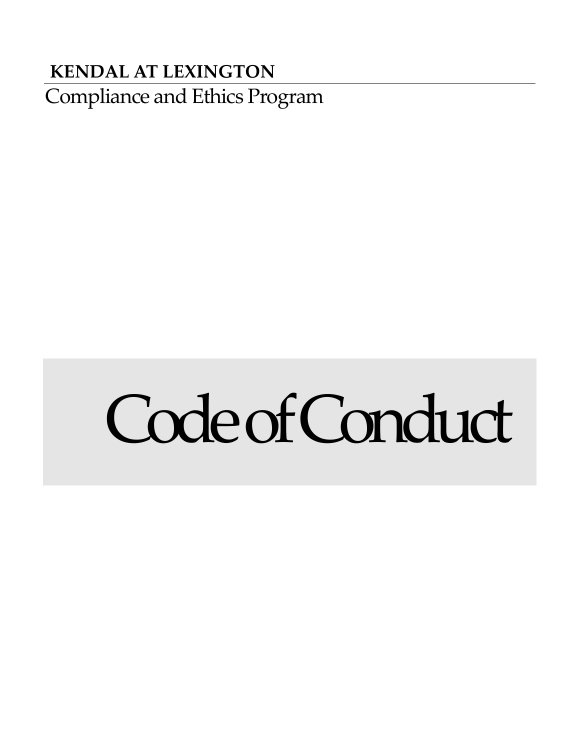**KENDAL AT LEXINGTON**

Compliance and Ethics Program

# Code of Conduct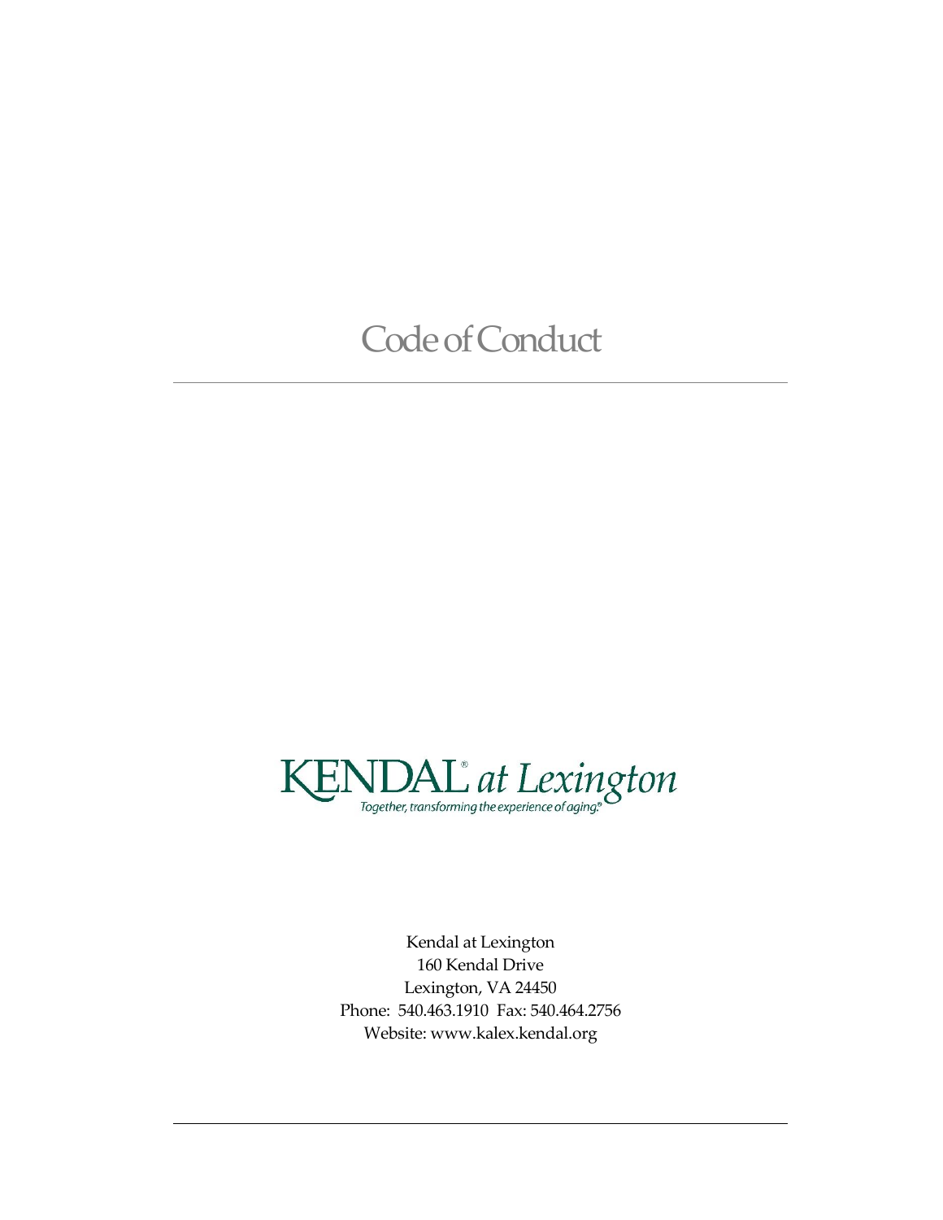# Code of Conduct

KENDAL® at Lexington

*Together, transforming the experience of aging.®*

Kendal at Lexington
160 Kendal Drive
Lexington, VA 24450
Phone: 540.463.1910 Fax: 540.464.2756
Website: www.kalex.kendal.org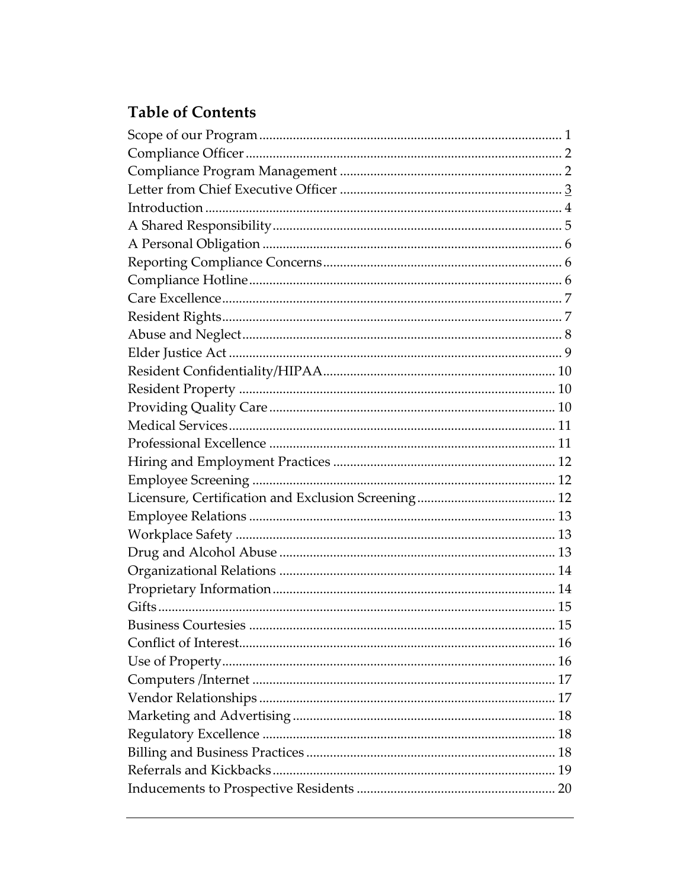## Table of Contents

Scope of our Program ........................................................................................ 1
Compliance Officer ............................................................................................ 2
Compliance Program Management ................................................................. 2
Letter from Chief Executive Officer ................................................................. 3
Introduction ........................................................................................................ 4
A Shared Responsibility .................................................................................... 5
A Personal Obligation ........................................................................................ 6
Reporting Compliance Concerns ...................................................................... 6
Compliance Hotline ........................................................................................... 6
Care Excellence ................................................................................................... 7
Resident Rights ................................................................................................... 7
Abuse and Neglect ............................................................................................. 8
Elder Justice Act ................................................................................................. 9
Resident Confidentiality/HIPAA .................................................................... 10
Resident Property ............................................................................................. 10
Providing Quality Care .................................................................................... 10
Medical Services ................................................................................................ 11
Professional Excellence .................................................................................... 11
Hiring and Employment Practices ................................................................. 12
Employee Screening ......................................................................................... 12
Licensure, Certification and Exclusion Screening ......................................... 12
Employee Relations .......................................................................................... 13
Workplace Safety .............................................................................................. 13
Drug and Alcohol Abuse ................................................................................. 13
Organizational Relations ................................................................................. 14
Proprietary Information ................................................................................... 14
Gifts ..................................................................................................................... 15
Business Courtesies .......................................................................................... 15
Conflict of Interest ............................................................................................. 16
Use of Property .................................................................................................. 16
Computers /Internet ......................................................................................... 17
Vendor Relationships ....................................................................................... 17
Marketing and Advertising ............................................................................. 18
Regulatory Excellence ...................................................................................... 18
Billing and Business Practices ......................................................................... 18
Referrals and Kickbacks ................................................................................... 19
Inducements to Prospective Residents .......................................................... 20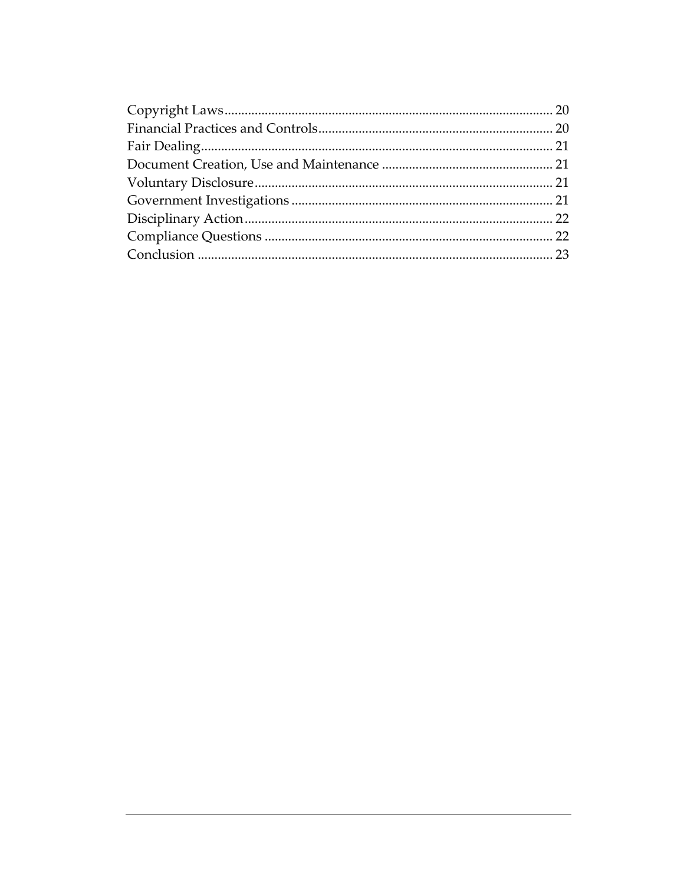Copyright Laws ............................................................................................ 20
Financial Practices and Controls ..................................................................... 20
Fair Dealing ................................................................................................... 21
Document Creation, Use and Maintenance ...................................................... 21
Voluntary Disclosure ....................................................................................... 21
Government Investigations .............................................................................. 21
Disciplinary Action .......................................................................................... 22
Compliance Questions ..................................................................................... 22
Conclusion ..................................................................................................... 23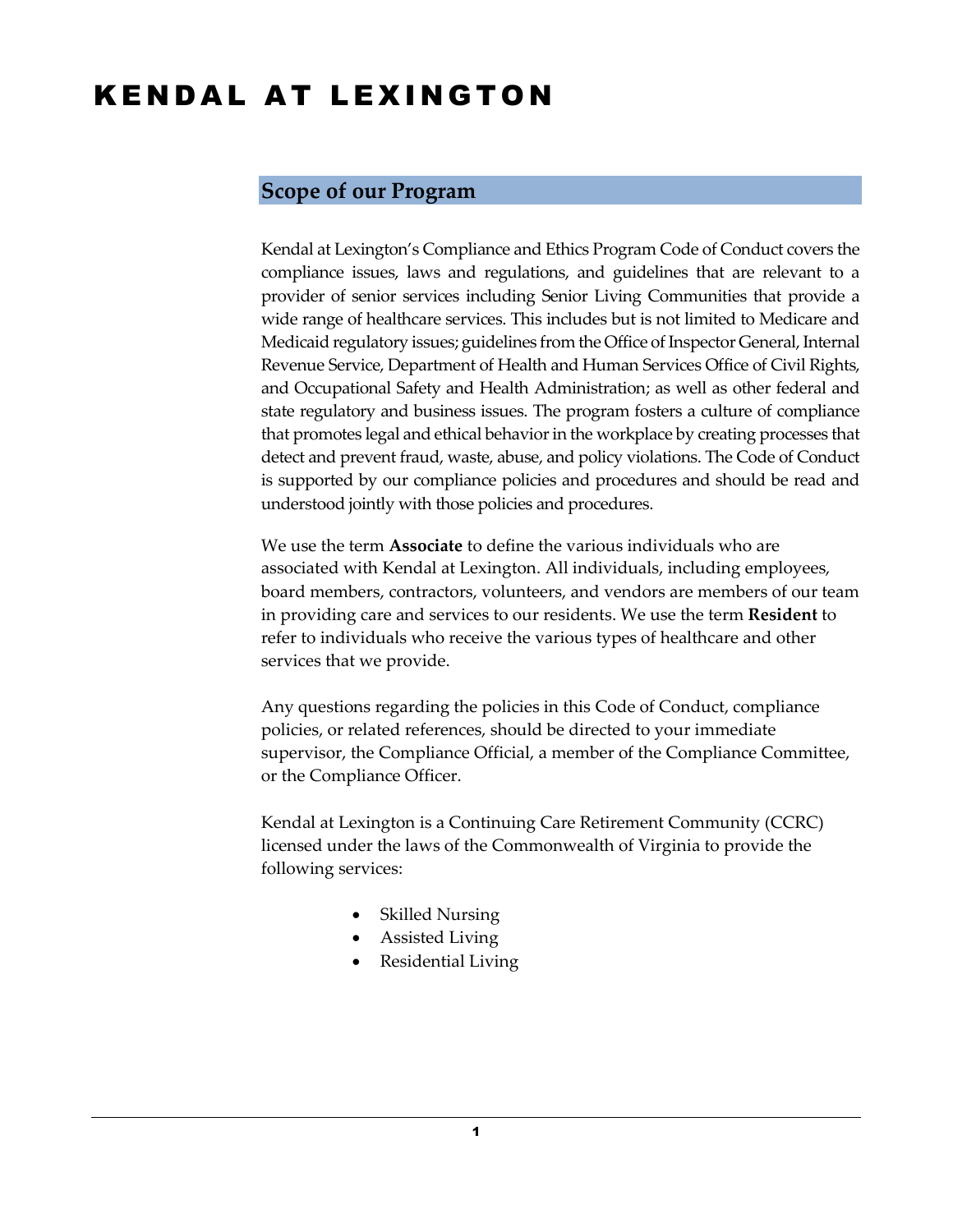# KENDAL AT LEXINGTON

## Scope of our Program

Kendal at Lexington's Compliance and Ethics Program Code of Conduct covers the compliance issues, laws and regulations, and guidelines that are relevant to a provider of senior services including Senior Living Communities that provide a wide range of healthcare services. This includes but is not limited to Medicare and Medicaid regulatory issues; guidelines from the Office of Inspector General, Internal Revenue Service, Department of Health and Human Services Office of Civil Rights, and Occupational Safety and Health Administration; as well as other federal and state regulatory and business issues. The program fosters a culture of compliance that promotes legal and ethical behavior in the workplace by creating processes that detect and prevent fraud, waste, abuse, and policy violations. The Code of Conduct is supported by our compliance policies and procedures and should be read and understood jointly with those policies and procedures.

We use the term **Associate** to define the various individuals who are associated with Kendal at Lexington. All individuals, including employees, board members, contractors, volunteers, and vendors are members of our team in providing care and services to our residents. We use the term **Resident** to refer to individuals who receive the various types of healthcare and other services that we provide.

Any questions regarding the policies in this Code of Conduct, compliance policies, or related references, should be directed to your immediate supervisor, the Compliance Official, a member of the Compliance Committee, or the Compliance Officer.

Kendal at Lexington is a Continuing Care Retirement Community (CCRC) licensed under the laws of the Commonwealth of Virginia to provide the following services:

- Skilled Nursing
- Assisted Living
- Residential Living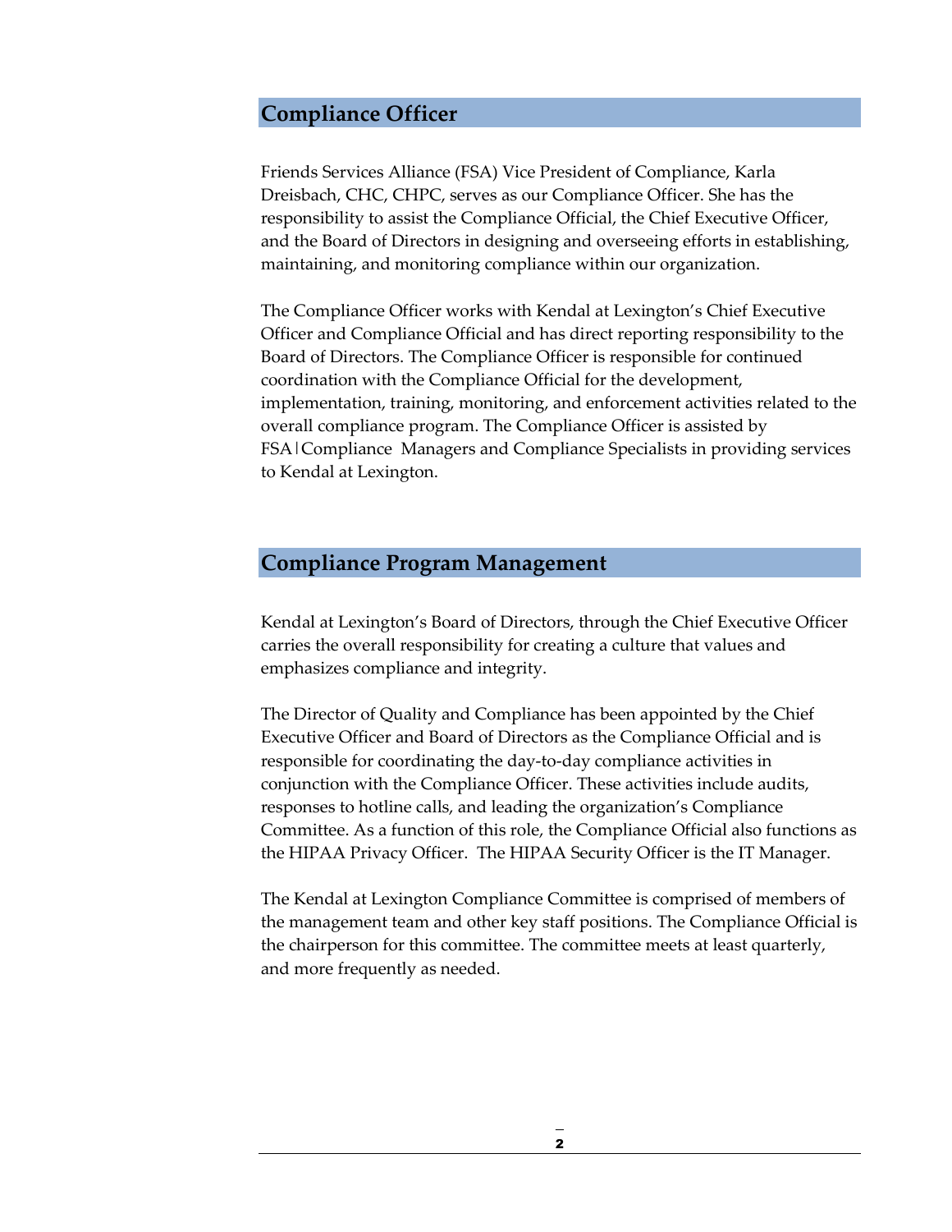## Compliance Officer

Friends Services Alliance (FSA) Vice President of Compliance, Karla Dreisbach, CHC, CHPC, serves as our Compliance Officer. She has the responsibility to assist the Compliance Official, the Chief Executive Officer, and the Board of Directors in designing and overseeing efforts in establishing, maintaining, and monitoring compliance within our organization.

The Compliance Officer works with Kendal at Lexington's Chief Executive Officer and Compliance Official and has direct reporting responsibility to the Board of Directors. The Compliance Officer is responsible for continued coordination with the Compliance Official for the development, implementation, training, monitoring, and enforcement activities related to the overall compliance program. The Compliance Officer is assisted by FSA|Compliance Managers and Compliance Specialists in providing services to Kendal at Lexington.

## Compliance Program Management

Kendal at Lexington's Board of Directors, through the Chief Executive Officer carries the overall responsibility for creating a culture that values and emphasizes compliance and integrity.

The Director of Quality and Compliance has been appointed by the Chief Executive Officer and Board of Directors as the Compliance Official and is responsible for coordinating the day-to-day compliance activities in conjunction with the Compliance Officer. These activities include audits, responses to hotline calls, and leading the organization's Compliance Committee. As a function of this role, the Compliance Official also functions as the HIPAA Privacy Officer. The HIPAA Security Officer is the IT Manager.

The Kendal at Lexington Compliance Committee is comprised of members of the management team and other key staff positions. The Compliance Official is the chairperson for this committee. The committee meets at least quarterly, and more frequently as needed.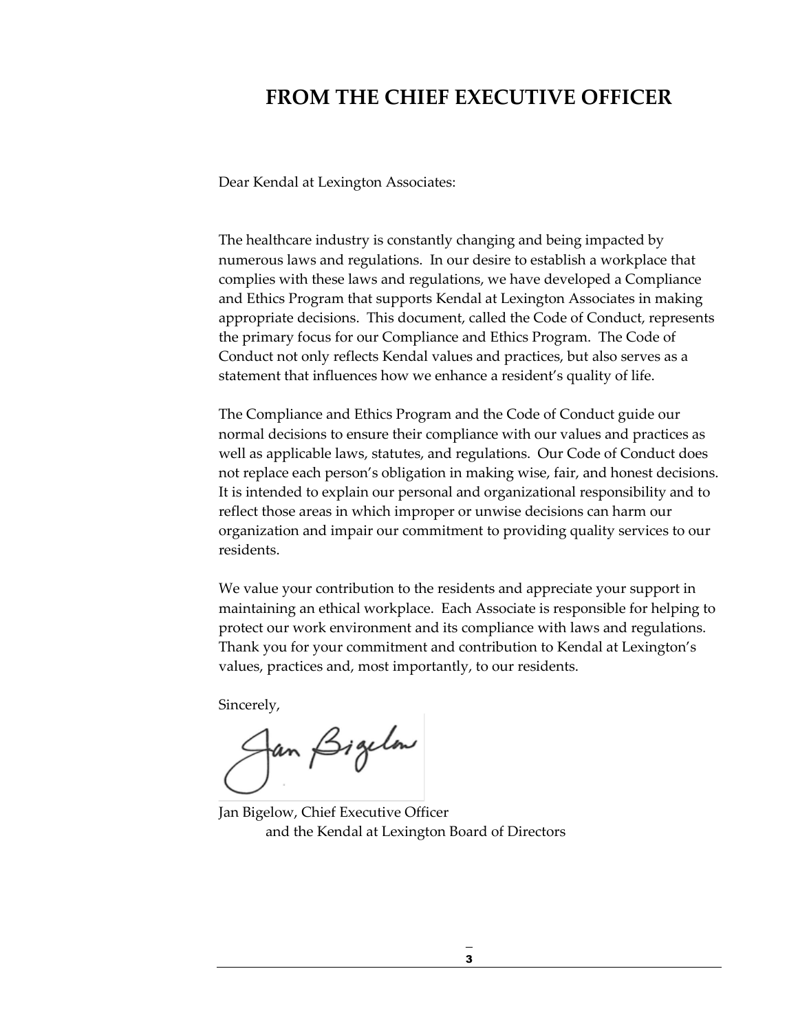# FROM THE CHIEF EXECUTIVE OFFICER

Dear Kendal at Lexington Associates:

The healthcare industry is constantly changing and being impacted by numerous laws and regulations. In our desire to establish a workplace that complies with these laws and regulations, we have developed a Compliance and Ethics Program that supports Kendal at Lexington Associates in making appropriate decisions. This document, called the Code of Conduct, represents the primary focus for our Compliance and Ethics Program. The Code of Conduct not only reflects Kendal values and practices, but also serves as a statement that influences how we enhance a resident's quality of life.

The Compliance and Ethics Program and the Code of Conduct guide our normal decisions to ensure their compliance with our values and practices as well as applicable laws, statutes, and regulations. Our Code of Conduct does not replace each person's obligation in making wise, fair, and honest decisions. It is intended to explain our personal and organizational responsibility and to reflect those areas in which improper or unwise decisions can harm our organization and impair our commitment to providing quality services to our residents.

We value your contribution to the residents and appreciate your support in maintaining an ethical workplace. Each Associate is responsible for helping to protect our work environment and its compliance with laws and regulations. Thank you for your commitment and contribution to Kendal at Lexington's values, practices and, most importantly, to our residents.

Sincerely,

Jan Bigelow

Jan Bigelow, Chief Executive Officer
and the Kendal at Lexington Board of Directors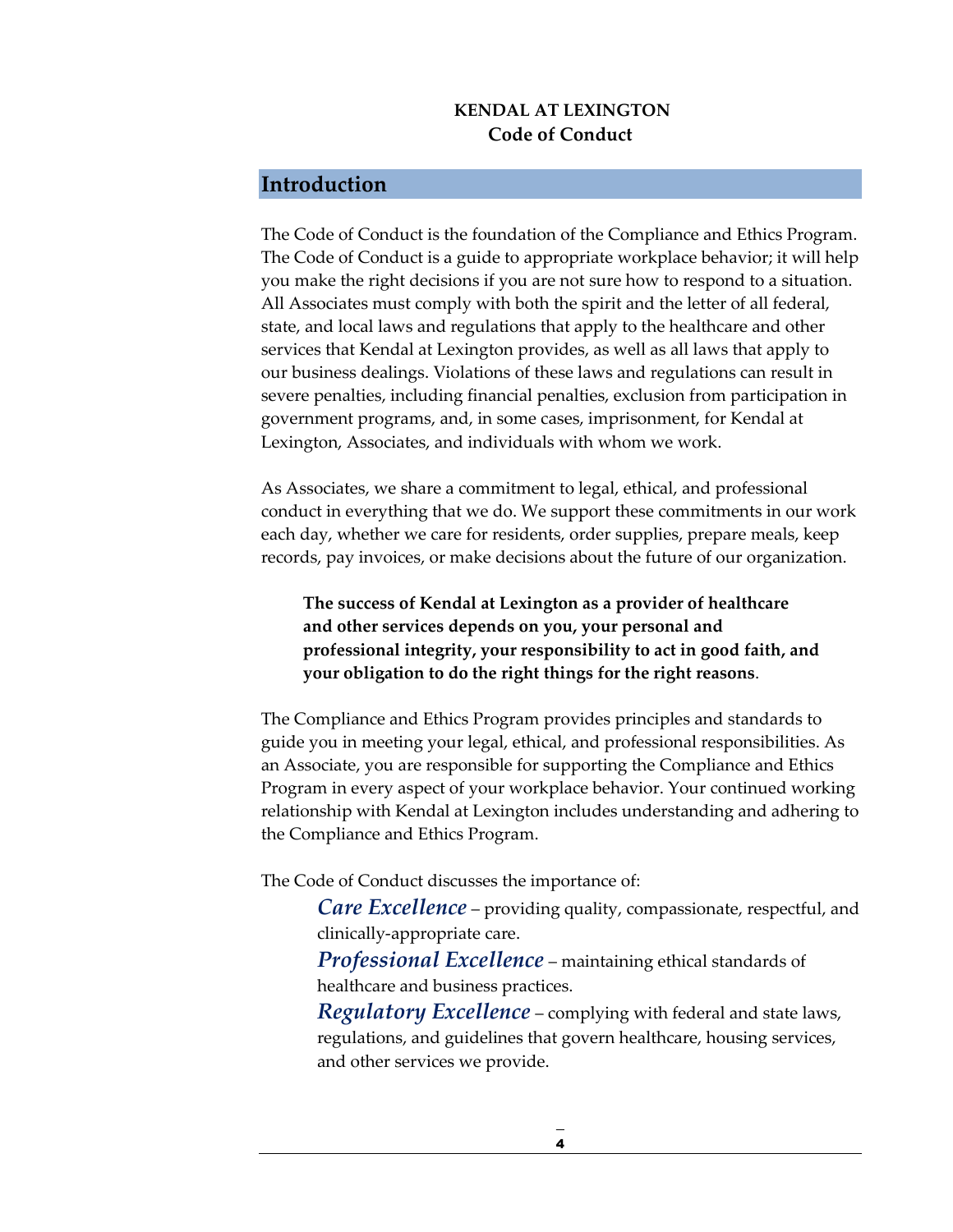**KENDAL AT LEXINGTON**
**Code of Conduct**

## Introduction

The Code of Conduct is the foundation of the Compliance and Ethics Program. The Code of Conduct is a guide to appropriate workplace behavior; it will help you make the right decisions if you are not sure how to respond to a situation. All Associates must comply with both the spirit and the letter of all federal, state, and local laws and regulations that apply to the healthcare and other services that Kendal at Lexington provides, as well as all laws that apply to our business dealings. Violations of these laws and regulations can result in severe penalties, including financial penalties, exclusion from participation in government programs, and, in some cases, imprisonment, for Kendal at Lexington, Associates, and individuals with whom we work.

As Associates, we share a commitment to legal, ethical, and professional conduct in everything that we do. We support these commitments in our work each day, whether we care for residents, order supplies, prepare meals, keep records, pay invoices, or make decisions about the future of our organization.

> **The success of Kendal at Lexington as a provider of healthcare and other services depends on you, your personal and professional integrity, your responsibility to act in good faith, and your obligation to do the right things for the right reasons**.

The Compliance and Ethics Program provides principles and standards to guide you in meeting your legal, ethical, and professional responsibilities. As an Associate, you are responsible for supporting the Compliance and Ethics Program in every aspect of your workplace behavior. Your continued working relationship with Kendal at Lexington includes understanding and adhering to the Compliance and Ethics Program.

The Code of Conduct discusses the importance of:

- ***Care Excellence*** – providing quality, compassionate, respectful, and clinically-appropriate care.
- ***Professional Excellence*** – maintaining ethical standards of healthcare and business practices.
- ***Regulatory Excellence*** – complying with federal and state laws, regulations, and guidelines that govern healthcare, housing services, and other services we provide.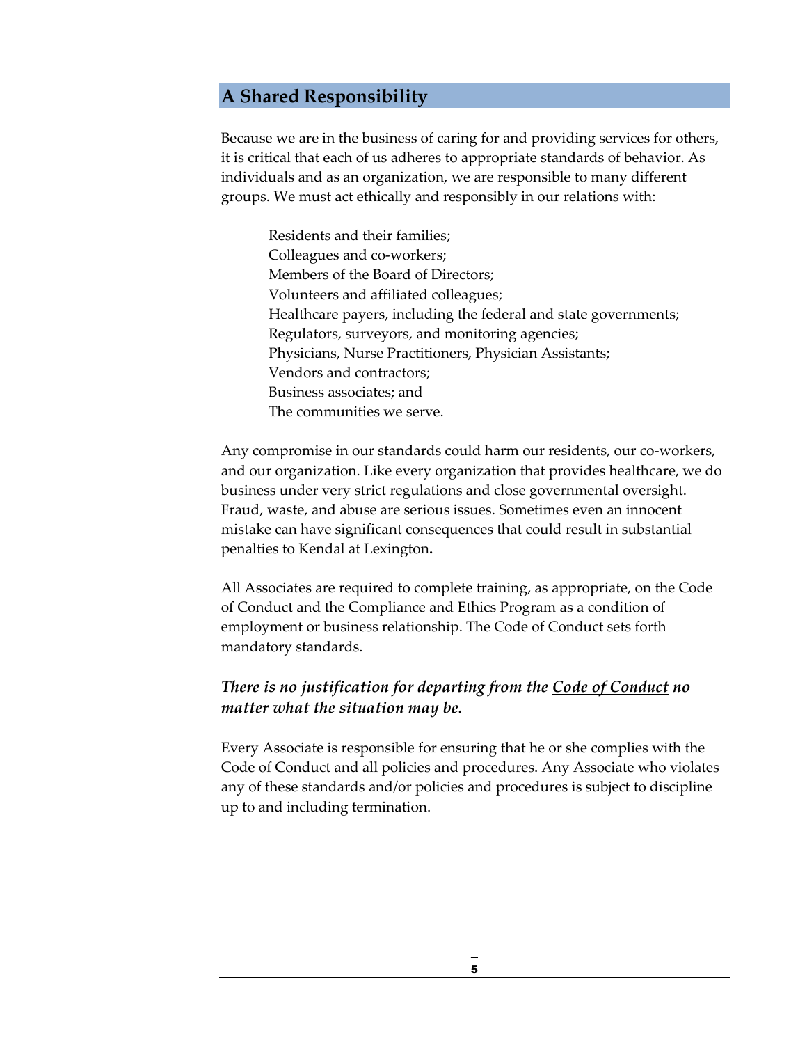## A Shared Responsibility

Because we are in the business of caring for and providing services for others, it is critical that each of us adheres to appropriate standards of behavior. As individuals and as an organization, we are responsible to many different groups. We must act ethically and responsibly in our relations with:

- Residents and their families;
- Colleagues and co-workers;
- Members of the Board of Directors;
- Volunteers and affiliated colleagues;
- Healthcare payers, including the federal and state governments;
- Regulators, surveyors, and monitoring agencies;
- Physicians, Nurse Practitioners, Physician Assistants;
- Vendors and contractors;
- Business associates; and
- The communities we serve.

Any compromise in our standards could harm our residents, our co-workers, and our organization. Like every organization that provides healthcare, we do business under very strict regulations and close governmental oversight. Fraud, waste, and abuse are serious issues. Sometimes even an innocent mistake can have significant consequences that could result in substantial penalties to Kendal at Lexington**.**

All Associates are required to complete training, as appropriate, on the Code of Conduct and the Compliance and Ethics Program as a condition of employment or business relationship. The Code of Conduct sets forth mandatory standards.

***There is no justification for departing from the <u>Code of Conduct</u> no matter what the situation may be.***

Every Associate is responsible for ensuring that he or she complies with the Code of Conduct and all policies and procedures. Any Associate who violates any of these standards and/or policies and procedures is subject to discipline up to and including termination.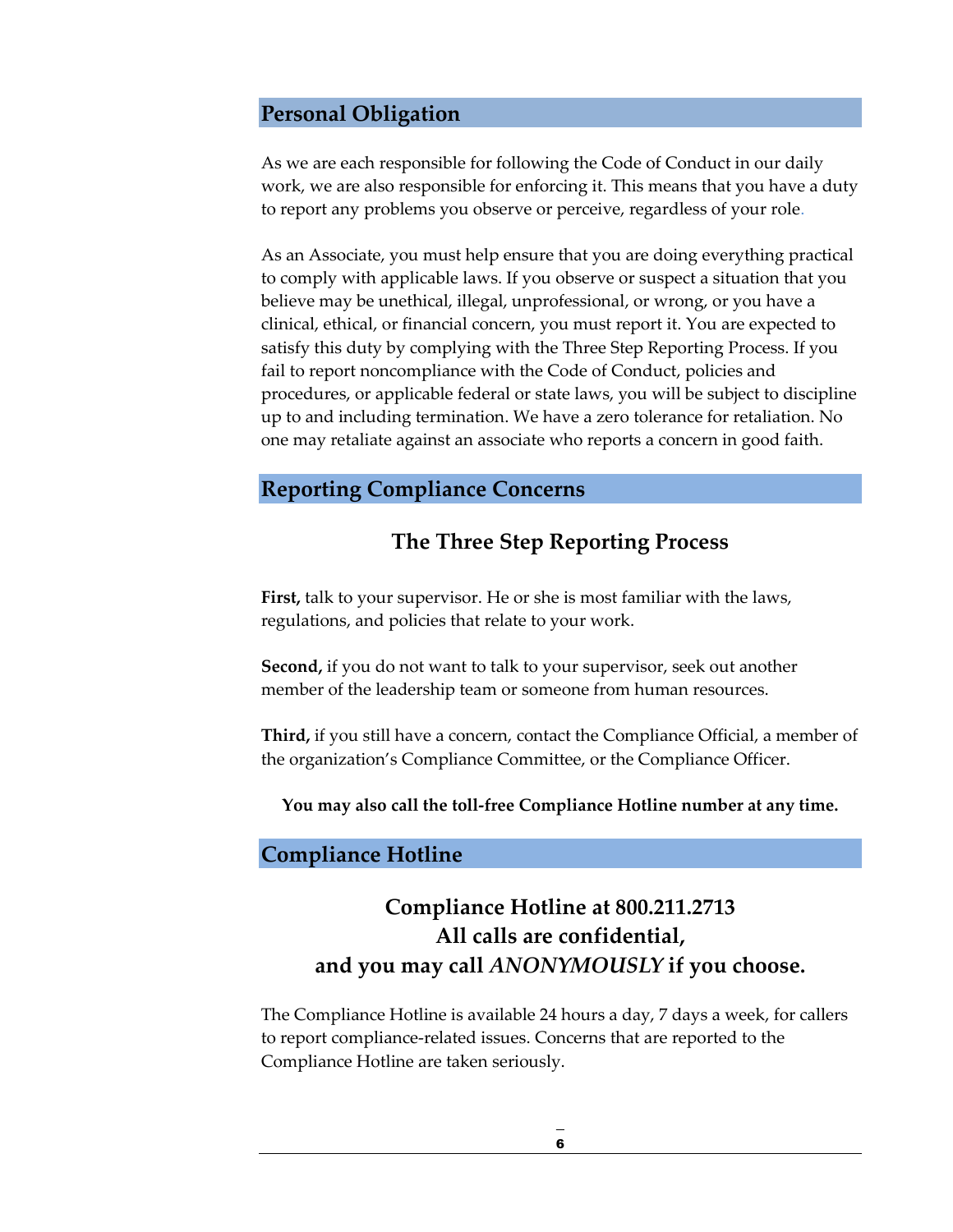## Personal Obligation

As we are each responsible for following the Code of Conduct in our daily work, we are also responsible for enforcing it. This means that you have a duty to report any problems you observe or perceive, regardless of your role.

As an Associate, you must help ensure that you are doing everything practical to comply with applicable laws. If you observe or suspect a situation that you believe may be unethical, illegal, unprofessional, or wrong, or you have a clinical, ethical, or financial concern, you must report it. You are expected to satisfy this duty by complying with the Three Step Reporting Process. If you fail to report noncompliance with the Code of Conduct, policies and procedures, or applicable federal or state laws, you will be subject to discipline up to and including termination. We have a zero tolerance for retaliation. No one may retaliate against an associate who reports a concern in good faith.

## Reporting Compliance Concerns

### The Three Step Reporting Process

**First,** talk to your supervisor. He or she is most familiar with the laws, regulations, and policies that relate to your work.

**Second,** if you do not want to talk to your supervisor, seek out another member of the leadership team or someone from human resources.

**Third,** if you still have a concern, contact the Compliance Official, a member of the organization's Compliance Committee, or the Compliance Officer.

**You may also call the toll-free Compliance Hotline number at any time.**

## Compliance Hotline

### Compliance Hotline at 800.211.2713
### All calls are confidential,
### and you may call *ANONYMOUSLY* if you choose.

The Compliance Hotline is available 24 hours a day, 7 days a week, for callers to report compliance-related issues. Concerns that are reported to the Compliance Hotline are taken seriously.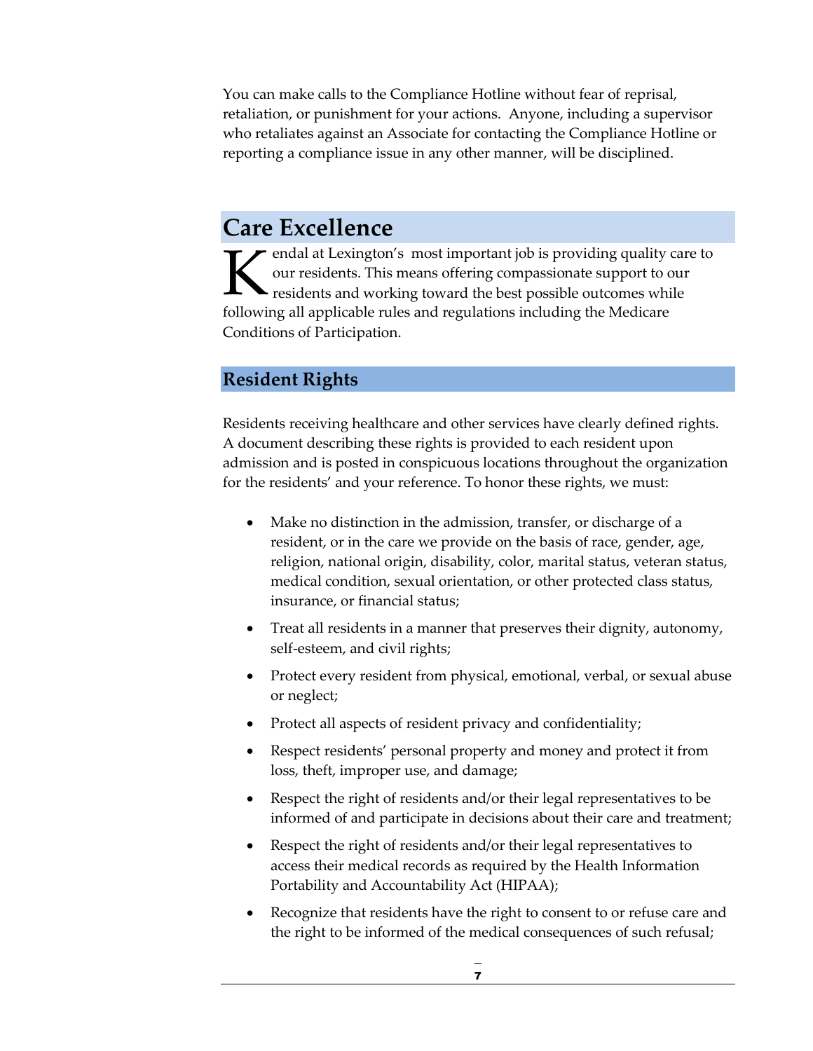You can make calls to the Compliance Hotline without fear of reprisal, retaliation, or punishment for your actions. Anyone, including a supervisor who retaliates against an Associate for contacting the Compliance Hotline or reporting a compliance issue in any other manner, will be disciplined.

## Care Excellence

Kendal at Lexington's most important job is providing quality care to our residents. This means offering compassionate support to our residents and working toward the best possible outcomes while following all applicable rules and regulations including the Medicare Conditions of Participation.

### Resident Rights

Residents receiving healthcare and other services have clearly defined rights. A document describing these rights is provided to each resident upon admission and is posted in conspicuous locations throughout the organization for the residents' and your reference. To honor these rights, we must:

- Make no distinction in the admission, transfer, or discharge of a resident, or in the care we provide on the basis of race, gender, age, religion, national origin, disability, color, marital status, veteran status, medical condition, sexual orientation, or other protected class status, insurance, or financial status;
- Treat all residents in a manner that preserves their dignity, autonomy, self-esteem, and civil rights;
- Protect every resident from physical, emotional, verbal, or sexual abuse or neglect;
- Protect all aspects of resident privacy and confidentiality;
- Respect residents' personal property and money and protect it from loss, theft, improper use, and damage;
- Respect the right of residents and/or their legal representatives to be informed of and participate in decisions about their care and treatment;
- Respect the right of residents and/or their legal representatives to access their medical records as required by the Health Information Portability and Accountability Act (HIPAA);
- Recognize that residents have the right to consent to or refuse care and the right to be informed of the medical consequences of such refusal;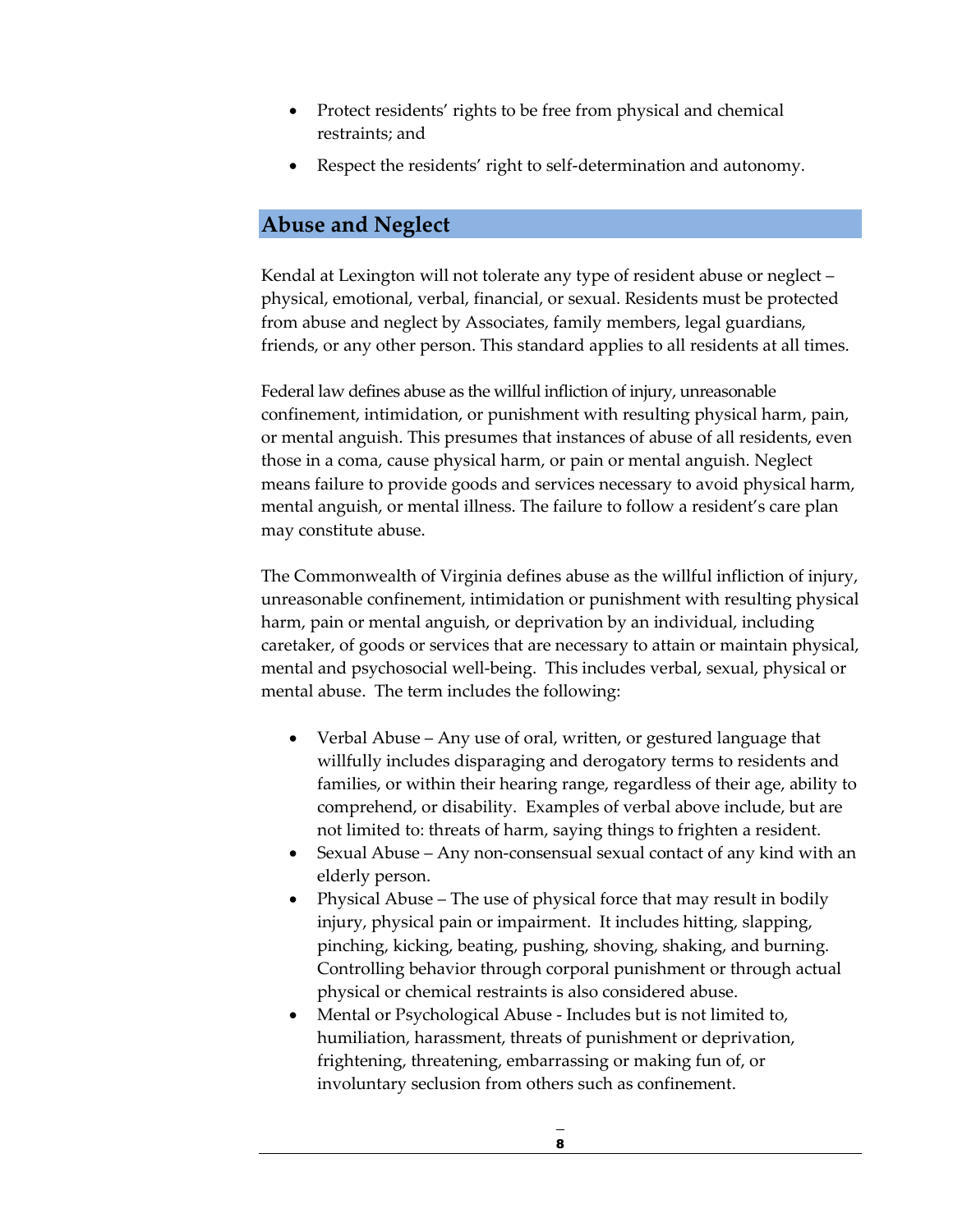- Protect residents' rights to be free from physical and chemical restraints; and
- Respect the residents' right to self-determination and autonomy.

## Abuse and Neglect

Kendal at Lexington will not tolerate any type of resident abuse or neglect – physical, emotional, verbal, financial, or sexual. Residents must be protected from abuse and neglect by Associates, family members, legal guardians, friends, or any other person. This standard applies to all residents at all times.

Federal law defines abuse as the willful infliction of injury, unreasonable confinement, intimidation, or punishment with resulting physical harm, pain, or mental anguish. This presumes that instances of abuse of all residents, even those in a coma, cause physical harm, or pain or mental anguish. Neglect means failure to provide goods and services necessary to avoid physical harm, mental anguish, or mental illness. The failure to follow a resident's care plan may constitute abuse.

The Commonwealth of Virginia defines abuse as the willful infliction of injury, unreasonable confinement, intimidation or punishment with resulting physical harm, pain or mental anguish, or deprivation by an individual, including caretaker, of goods or services that are necessary to attain or maintain physical, mental and psychosocial well-being. This includes verbal, sexual, physical or mental abuse. The term includes the following:

- Verbal Abuse – Any use of oral, written, or gestured language that willfully includes disparaging and derogatory terms to residents and families, or within their hearing range, regardless of their age, ability to comprehend, or disability. Examples of verbal above include, but are not limited to: threats of harm, saying things to frighten a resident.
- Sexual Abuse – Any non-consensual sexual contact of any kind with an elderly person.
- Physical Abuse – The use of physical force that may result in bodily injury, physical pain or impairment. It includes hitting, slapping, pinching, kicking, beating, pushing, shoving, shaking, and burning. Controlling behavior through corporal punishment or through actual physical or chemical restraints is also considered abuse.
- Mental or Psychological Abuse - Includes but is not limited to, humiliation, harassment, threats of punishment or deprivation, frightening, threatening, embarrassing or making fun of, or involuntary seclusion from others such as confinement.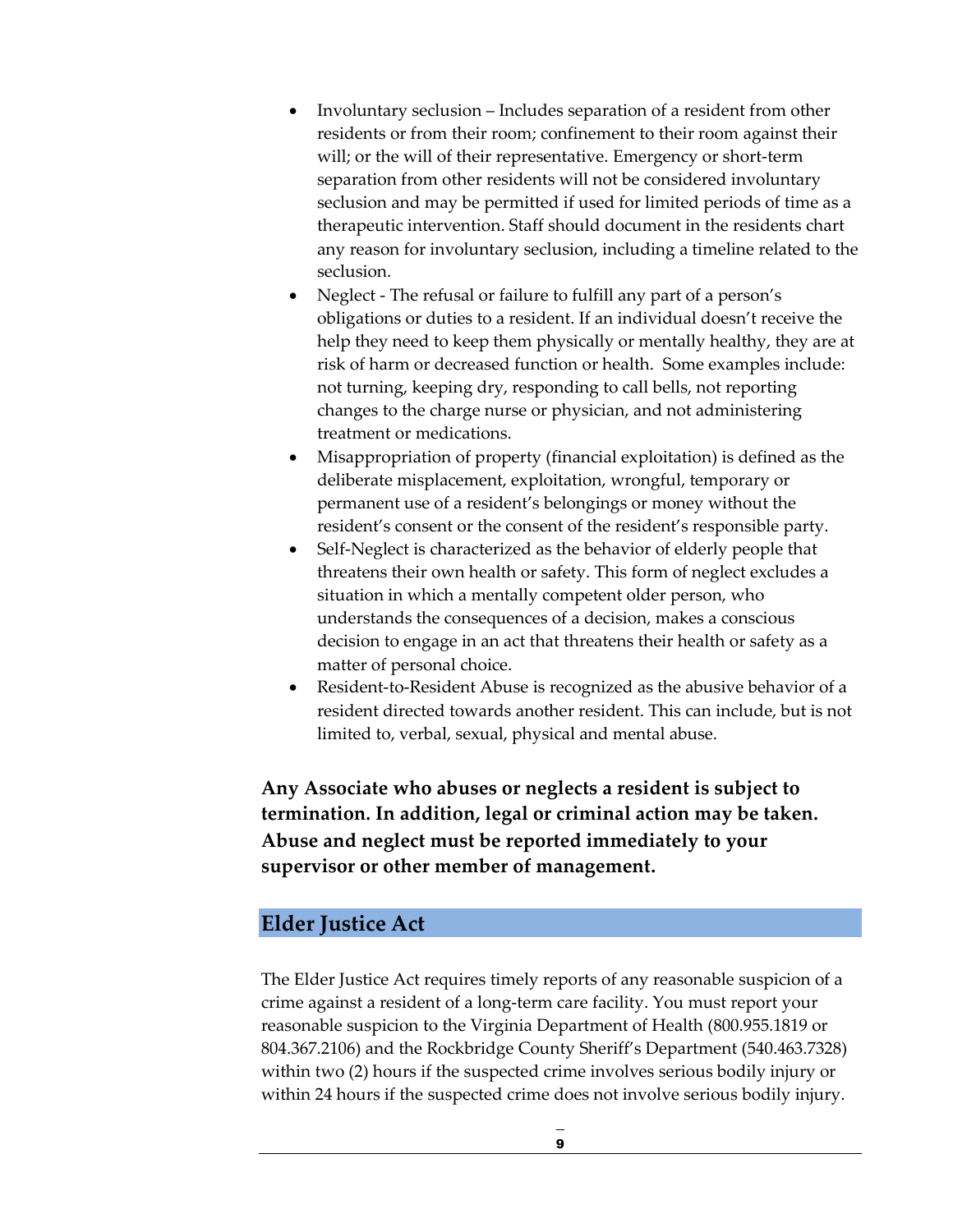- Involuntary seclusion – Includes separation of a resident from other residents or from their room; confinement to their room against their will; or the will of their representative. Emergency or short-term separation from other residents will not be considered involuntary seclusion and may be permitted if used for limited periods of time as a therapeutic intervention. Staff should document in the residents chart any reason for involuntary seclusion, including a timeline related to the seclusion.
- Neglect - The refusal or failure to fulfill any part of a person's obligations or duties to a resident. If an individual doesn't receive the help they need to keep them physically or mentally healthy, they are at risk of harm or decreased function or health. Some examples include: not turning, keeping dry, responding to call bells, not reporting changes to the charge nurse or physician, and not administering treatment or medications.
- Misappropriation of property (financial exploitation) is defined as the deliberate misplacement, exploitation, wrongful, temporary or permanent use of a resident's belongings or money without the resident's consent or the consent of the resident's responsible party.
- Self-Neglect is characterized as the behavior of elderly people that threatens their own health or safety. This form of neglect excludes a situation in which a mentally competent older person, who understands the consequences of a decision, makes a conscious decision to engage in an act that threatens their health or safety as a matter of personal choice.
- Resident-to-Resident Abuse is recognized as the abusive behavior of a resident directed towards another resident. This can include, but is not limited to, verbal, sexual, physical and mental abuse.

**Any Associate who abuses or neglects a resident is subject to termination. In addition, legal or criminal action may be taken. Abuse and neglect must be reported immediately to your supervisor or other member of management.**

## Elder Justice Act

The Elder Justice Act requires timely reports of any reasonable suspicion of a crime against a resident of a long-term care facility. You must report your reasonable suspicion to the Virginia Department of Health (800.955.1819 or 804.367.2106) and the Rockbridge County Sheriff's Department (540.463.7328) within two (2) hours if the suspected crime involves serious bodily injury or within 24 hours if the suspected crime does not involve serious bodily injury.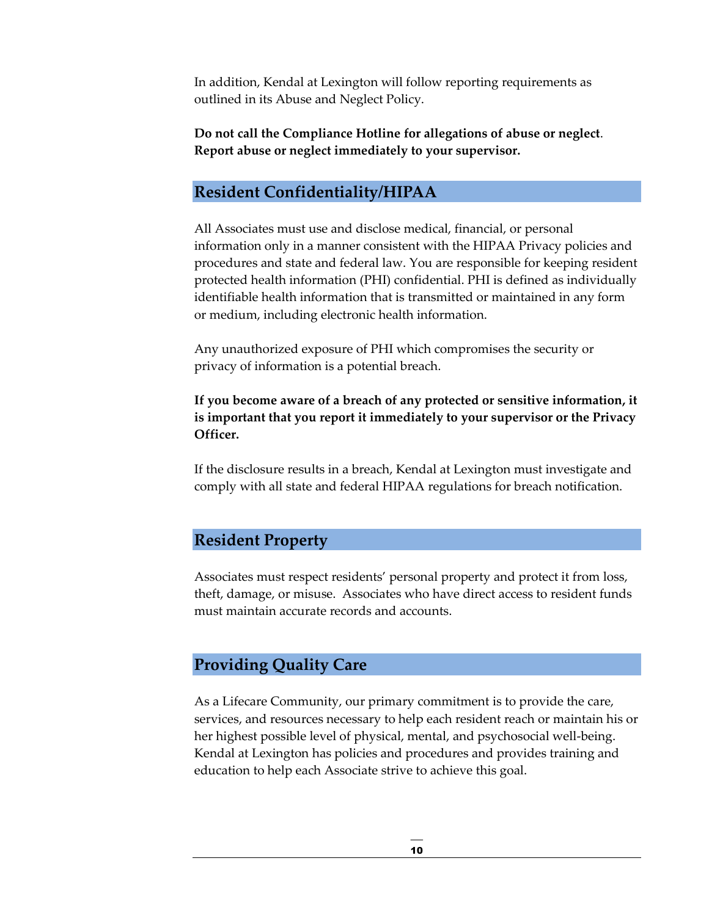In addition, Kendal at Lexington will follow reporting requirements as outlined in its Abuse and Neglect Policy.

**Do not call the Compliance Hotline for allegations of abuse or neglect. Report abuse or neglect immediately to your supervisor.**

## Resident Confidentiality/HIPAA

All Associates must use and disclose medical, financial, or personal information only in a manner consistent with the HIPAA Privacy policies and procedures and state and federal law. You are responsible for keeping resident protected health information (PHI) confidential. PHI is defined as individually identifiable health information that is transmitted or maintained in any form or medium, including electronic health information.

Any unauthorized exposure of PHI which compromises the security or privacy of information is a potential breach.

**If you become aware of a breach of any protected or sensitive information, it is important that you report it immediately to your supervisor or the Privacy Officer.**

If the disclosure results in a breach, Kendal at Lexington must investigate and comply with all state and federal HIPAA regulations for breach notification.

## Resident Property

Associates must respect residents' personal property and protect it from loss, theft, damage, or misuse. Associates who have direct access to resident funds must maintain accurate records and accounts.

## Providing Quality Care

As a Lifecare Community, our primary commitment is to provide the care, services, and resources necessary to help each resident reach or maintain his or her highest possible level of physical, mental, and psychosocial well-being. Kendal at Lexington has policies and procedures and provides training and education to help each Associate strive to achieve this goal.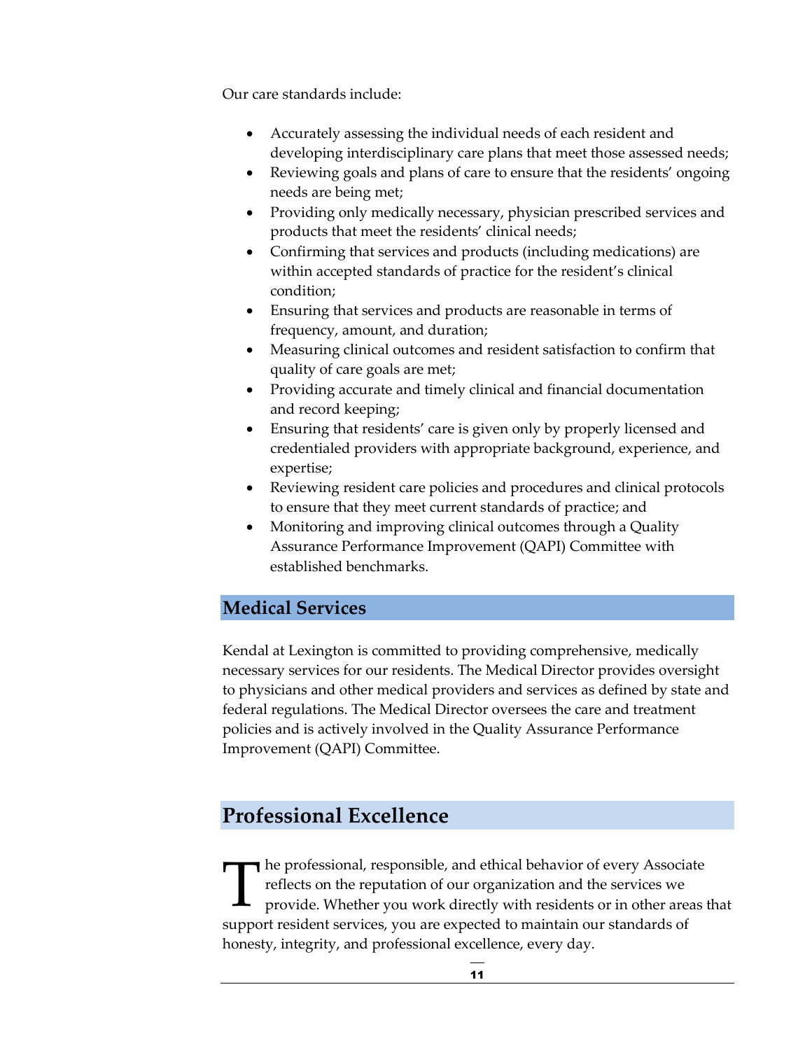Our care standards include:

- Accurately assessing the individual needs of each resident and developing interdisciplinary care plans that meet those assessed needs;
- Reviewing goals and plans of care to ensure that the residents' ongoing needs are being met;
- Providing only medically necessary, physician prescribed services and products that meet the residents' clinical needs;
- Confirming that services and products (including medications) are within accepted standards of practice for the resident's clinical condition;
- Ensuring that services and products are reasonable in terms of frequency, amount, and duration;
- Measuring clinical outcomes and resident satisfaction to confirm that quality of care goals are met;
- Providing accurate and timely clinical and financial documentation and record keeping;
- Ensuring that residents' care is given only by properly licensed and credentialed providers with appropriate background, experience, and expertise;
- Reviewing resident care policies and procedures and clinical protocols to ensure that they meet current standards of practice; and
- Monitoring and improving clinical outcomes through a Quality Assurance Performance Improvement (QAPI) Committee with established benchmarks.

## Medical Services

Kendal at Lexington is committed to providing comprehensive, medically necessary services for our residents. The Medical Director provides oversight to physicians and other medical providers and services as defined by state and federal regulations. The Medical Director oversees the care and treatment policies and is actively involved in the Quality Assurance Performance Improvement (QAPI) Committee.

# Professional Excellence

The professional, responsible, and ethical behavior of every Associate reflects on the reputation of our organization and the services we provide. Whether you work directly with residents or in other areas that support resident services, you are expected to maintain our standards of honesty, integrity, and professional excellence, every day.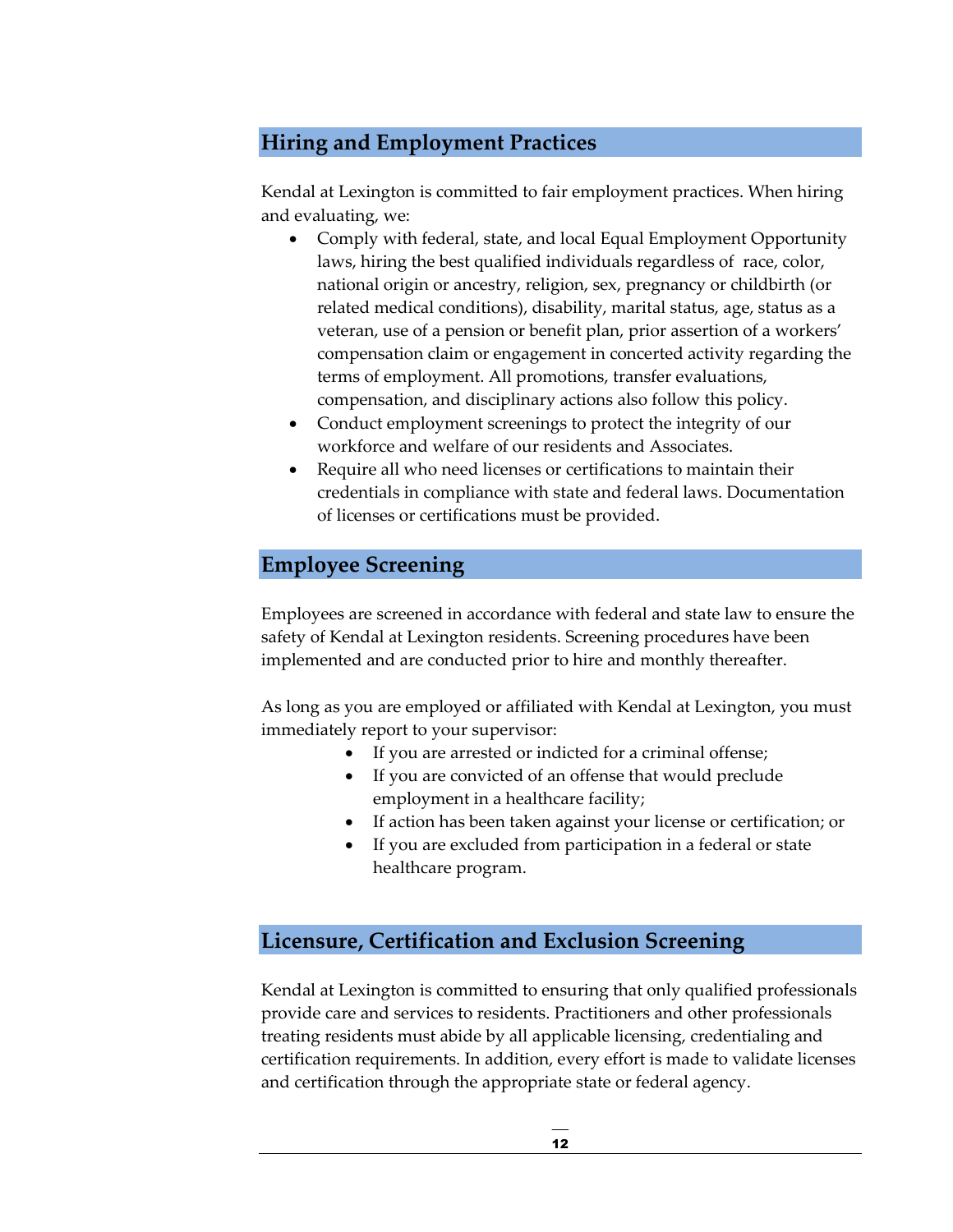## Hiring and Employment Practices

Kendal at Lexington is committed to fair employment practices. When hiring and evaluating, we:

- Comply with federal, state, and local Equal Employment Opportunity laws, hiring the best qualified individuals regardless of race, color, national origin or ancestry, religion, sex, pregnancy or childbirth (or related medical conditions), disability, marital status, age, status as a veteran, use of a pension or benefit plan, prior assertion of a workers' compensation claim or engagement in concerted activity regarding the terms of employment. All promotions, transfer evaluations, compensation, and disciplinary actions also follow this policy.
- Conduct employment screenings to protect the integrity of our workforce and welfare of our residents and Associates.
- Require all who need licenses or certifications to maintain their credentials in compliance with state and federal laws. Documentation of licenses or certifications must be provided.

## Employee Screening

Employees are screened in accordance with federal and state law to ensure the safety of Kendal at Lexington residents. Screening procedures have been implemented and are conducted prior to hire and monthly thereafter.

As long as you are employed or affiliated with Kendal at Lexington, you must immediately report to your supervisor:

- If you are arrested or indicted for a criminal offense;
- If you are convicted of an offense that would preclude employment in a healthcare facility;
- If action has been taken against your license or certification; or
- If you are excluded from participation in a federal or state healthcare program.

## Licensure, Certification and Exclusion Screening

Kendal at Lexington is committed to ensuring that only qualified professionals provide care and services to residents. Practitioners and other professionals treating residents must abide by all applicable licensing, credentialing and certification requirements. In addition, every effort is made to validate licenses and certification through the appropriate state or federal agency.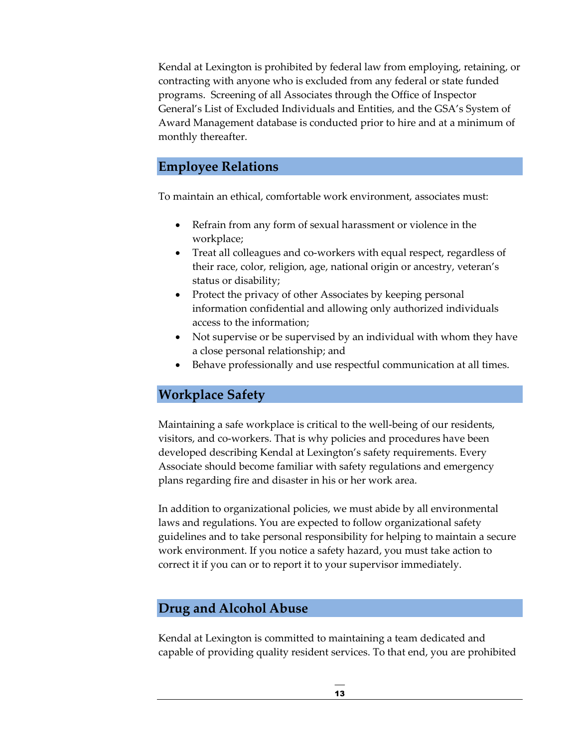Kendal at Lexington is prohibited by federal law from employing, retaining, or contracting with anyone who is excluded from any federal or state funded programs. Screening of all Associates through the Office of Inspector General's List of Excluded Individuals and Entities, and the GSA's System of Award Management database is conducted prior to hire and at a minimum of monthly thereafter.

## Employee Relations

To maintain an ethical, comfortable work environment, associates must:

- Refrain from any form of sexual harassment or violence in the workplace;
- Treat all colleagues and co-workers with equal respect, regardless of their race, color, religion, age, national origin or ancestry, veteran's status or disability;
- Protect the privacy of other Associates by keeping personal information confidential and allowing only authorized individuals access to the information;
- Not supervise or be supervised by an individual with whom they have a close personal relationship; and
- Behave professionally and use respectful communication at all times.

## Workplace Safety

Maintaining a safe workplace is critical to the well-being of our residents, visitors, and co-workers. That is why policies and procedures have been developed describing Kendal at Lexington's safety requirements. Every Associate should become familiar with safety regulations and emergency plans regarding fire and disaster in his or her work area.

In addition to organizational policies, we must abide by all environmental laws and regulations. You are expected to follow organizational safety guidelines and to take personal responsibility for helping to maintain a secure work environment. If you notice a safety hazard, you must take action to correct it if you can or to report it to your supervisor immediately.

## Drug and Alcohol Abuse

Kendal at Lexington is committed to maintaining a team dedicated and capable of providing quality resident services. To that end, you are prohibited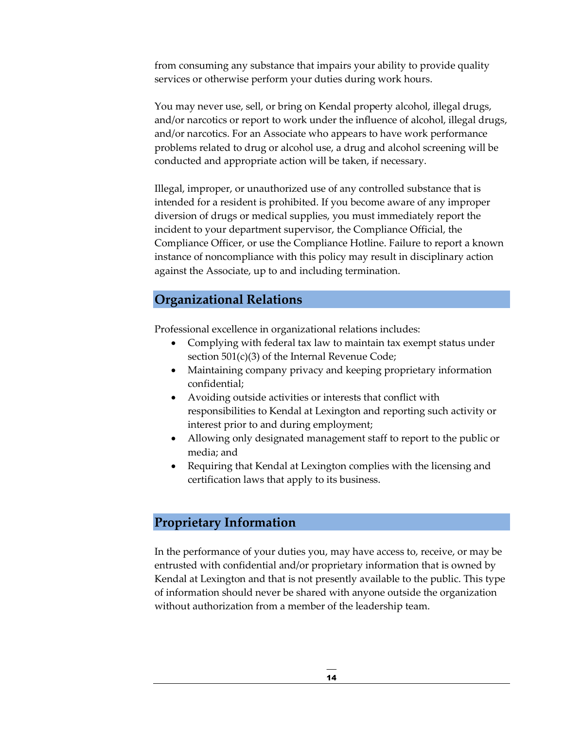from consuming any substance that impairs your ability to provide quality services or otherwise perform your duties during work hours.

You may never use, sell, or bring on Kendal property alcohol, illegal drugs, and/or narcotics or report to work under the influence of alcohol, illegal drugs, and/or narcotics. For an Associate who appears to have work performance problems related to drug or alcohol use, a drug and alcohol screening will be conducted and appropriate action will be taken, if necessary.

Illegal, improper, or unauthorized use of any controlled substance that is intended for a resident is prohibited. If you become aware of any improper diversion of drugs or medical supplies, you must immediately report the incident to your department supervisor, the Compliance Official, the Compliance Officer, or use the Compliance Hotline. Failure to report a known instance of noncompliance with this policy may result in disciplinary action against the Associate, up to and including termination.

## Organizational Relations

Professional excellence in organizational relations includes:

- Complying with federal tax law to maintain tax exempt status under section 501(c)(3) of the Internal Revenue Code;
- Maintaining company privacy and keeping proprietary information confidential;
- Avoiding outside activities or interests that conflict with responsibilities to Kendal at Lexington and reporting such activity or interest prior to and during employment;
- Allowing only designated management staff to report to the public or media; and
- Requiring that Kendal at Lexington complies with the licensing and certification laws that apply to its business.

## Proprietary Information

In the performance of your duties you, may have access to, receive, or may be entrusted with confidential and/or proprietary information that is owned by Kendal at Lexington and that is not presently available to the public. This type of information should never be shared with anyone outside the organization without authorization from a member of the leadership team.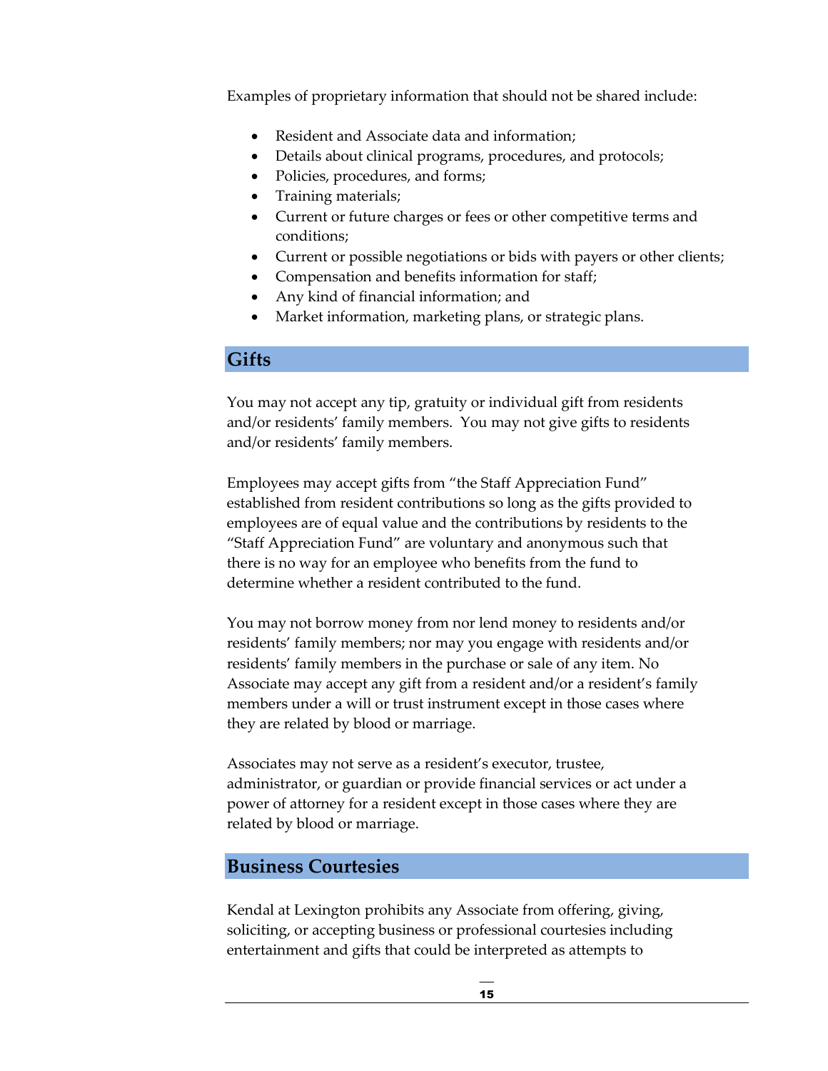Examples of proprietary information that should not be shared include:

- Resident and Associate data and information;
- Details about clinical programs, procedures, and protocols;
- Policies, procedures, and forms;
- Training materials;
- Current or future charges or fees or other competitive terms and conditions;
- Current or possible negotiations or bids with payers or other clients;
- Compensation and benefits information for staff;
- Any kind of financial information; and
- Market information, marketing plans, or strategic plans.

## Gifts

You may not accept any tip, gratuity or individual gift from residents and/or residents' family members. You may not give gifts to residents and/or residents' family members.

Employees may accept gifts from "the Staff Appreciation Fund" established from resident contributions so long as the gifts provided to employees are of equal value and the contributions by residents to the "Staff Appreciation Fund" are voluntary and anonymous such that there is no way for an employee who benefits from the fund to determine whether a resident contributed to the fund.

You may not borrow money from nor lend money to residents and/or residents' family members; nor may you engage with residents and/or residents' family members in the purchase or sale of any item. No Associate may accept any gift from a resident and/or a resident's family members under a will or trust instrument except in those cases where they are related by blood or marriage.

Associates may not serve as a resident's executor, trustee, administrator, or guardian or provide financial services or act under a power of attorney for a resident except in those cases where they are related by blood or marriage.

## Business Courtesies

Kendal at Lexington prohibits any Associate from offering, giving, soliciting, or accepting business or professional courtesies including entertainment and gifts that could be interpreted as attempts to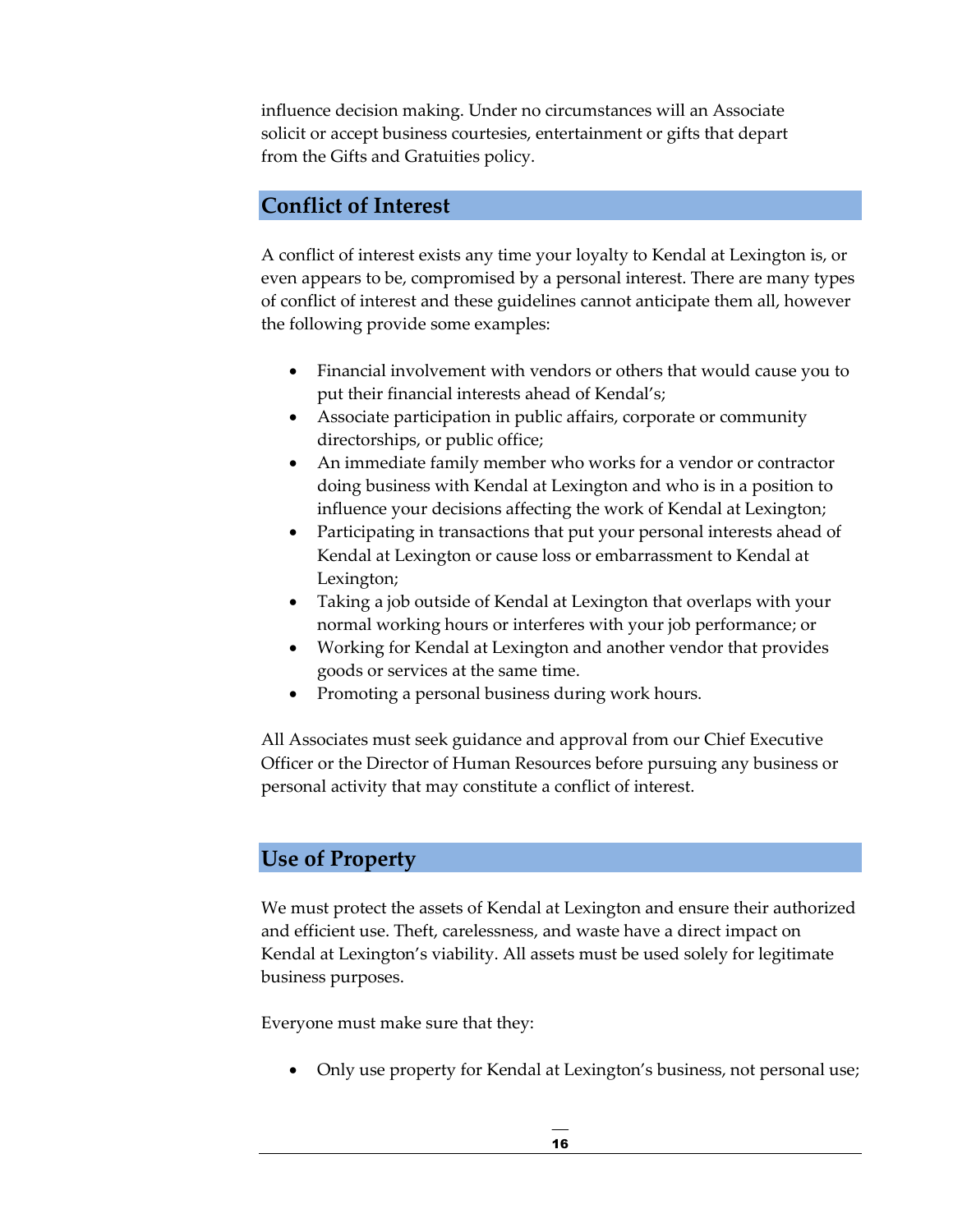influence decision making. Under no circumstances will an Associate solicit or accept business courtesies, entertainment or gifts that depart from the Gifts and Gratuities policy.

## Conflict of Interest

A conflict of interest exists any time your loyalty to Kendal at Lexington is, or even appears to be, compromised by a personal interest. There are many types of conflict of interest and these guidelines cannot anticipate them all, however the following provide some examples:

- Financial involvement with vendors or others that would cause you to put their financial interests ahead of Kendal's;
- Associate participation in public affairs, corporate or community directorships, or public office;
- An immediate family member who works for a vendor or contractor doing business with Kendal at Lexington and who is in a position to influence your decisions affecting the work of Kendal at Lexington;
- Participating in transactions that put your personal interests ahead of Kendal at Lexington or cause loss or embarrassment to Kendal at Lexington;
- Taking a job outside of Kendal at Lexington that overlaps with your normal working hours or interferes with your job performance; or
- Working for Kendal at Lexington and another vendor that provides goods or services at the same time.
- Promoting a personal business during work hours.

All Associates must seek guidance and approval from our Chief Executive Officer or the Director of Human Resources before pursuing any business or personal activity that may constitute a conflict of interest.

## Use of Property

We must protect the assets of Kendal at Lexington and ensure their authorized and efficient use. Theft, carelessness, and waste have a direct impact on Kendal at Lexington's viability. All assets must be used solely for legitimate business purposes.

Everyone must make sure that they:

- Only use property for Kendal at Lexington's business, not personal use;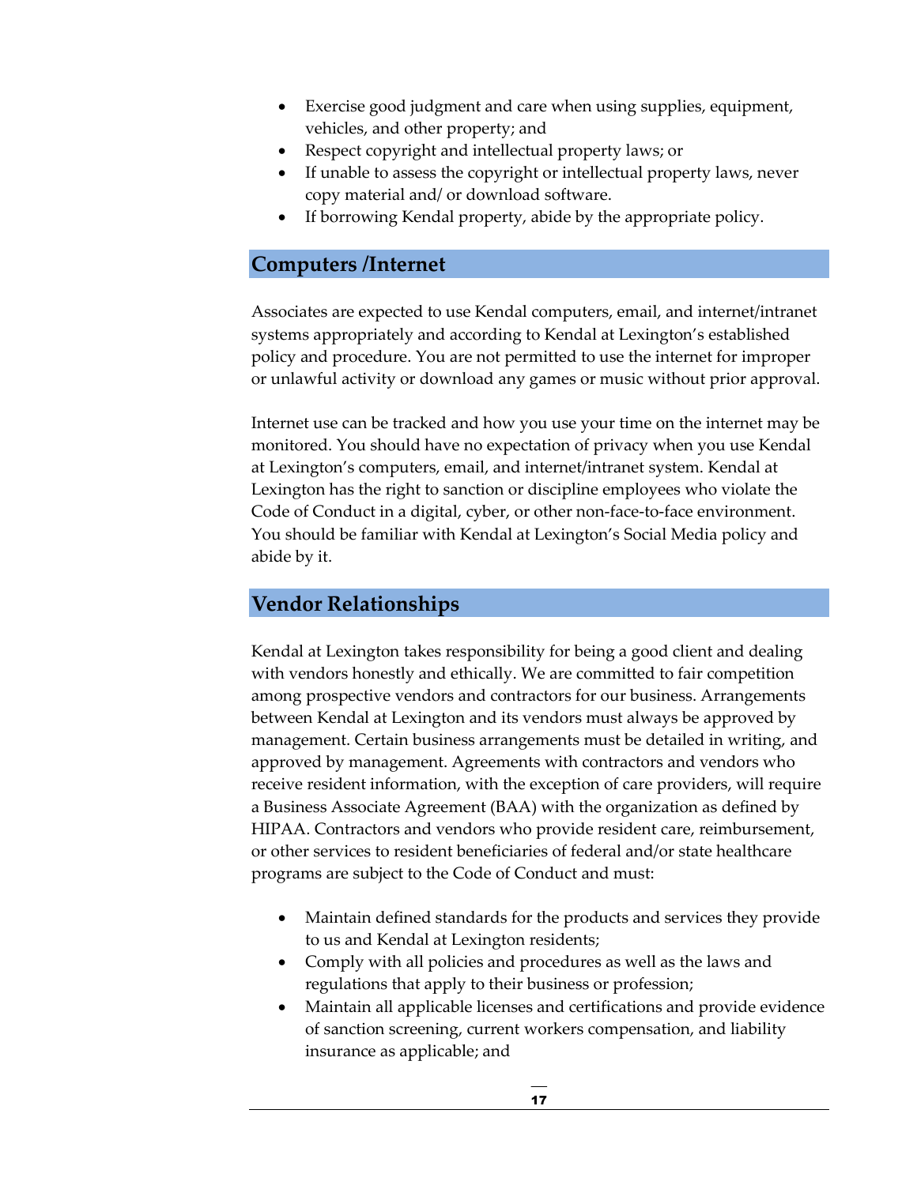- Exercise good judgment and care when using supplies, equipment, vehicles, and other property; and
- Respect copyright and intellectual property laws; or
- If unable to assess the copyright or intellectual property laws, never copy material and/ or download software.
- If borrowing Kendal property, abide by the appropriate policy.

## Computers /Internet

Associates are expected to use Kendal computers, email, and internet/intranet systems appropriately and according to Kendal at Lexington's established policy and procedure. You are not permitted to use the internet for improper or unlawful activity or download any games or music without prior approval.

Internet use can be tracked and how you use your time on the internet may be monitored. You should have no expectation of privacy when you use Kendal at Lexington's computers, email, and internet/intranet system. Kendal at Lexington has the right to sanction or discipline employees who violate the Code of Conduct in a digital, cyber, or other non-face-to-face environment. You should be familiar with Kendal at Lexington's Social Media policy and abide by it.

## Vendor Relationships

Kendal at Lexington takes responsibility for being a good client and dealing with vendors honestly and ethically. We are committed to fair competition among prospective vendors and contractors for our business. Arrangements between Kendal at Lexington and its vendors must always be approved by management. Certain business arrangements must be detailed in writing, and approved by management. Agreements with contractors and vendors who receive resident information, with the exception of care providers, will require a Business Associate Agreement (BAA) with the organization as defined by HIPAA. Contractors and vendors who provide resident care, reimbursement, or other services to resident beneficiaries of federal and/or state healthcare programs are subject to the Code of Conduct and must:

- Maintain defined standards for the products and services they provide to us and Kendal at Lexington residents;
- Comply with all policies and procedures as well as the laws and regulations that apply to their business or profession;
- Maintain all applicable licenses and certifications and provide evidence of sanction screening, current workers compensation, and liability insurance as applicable; and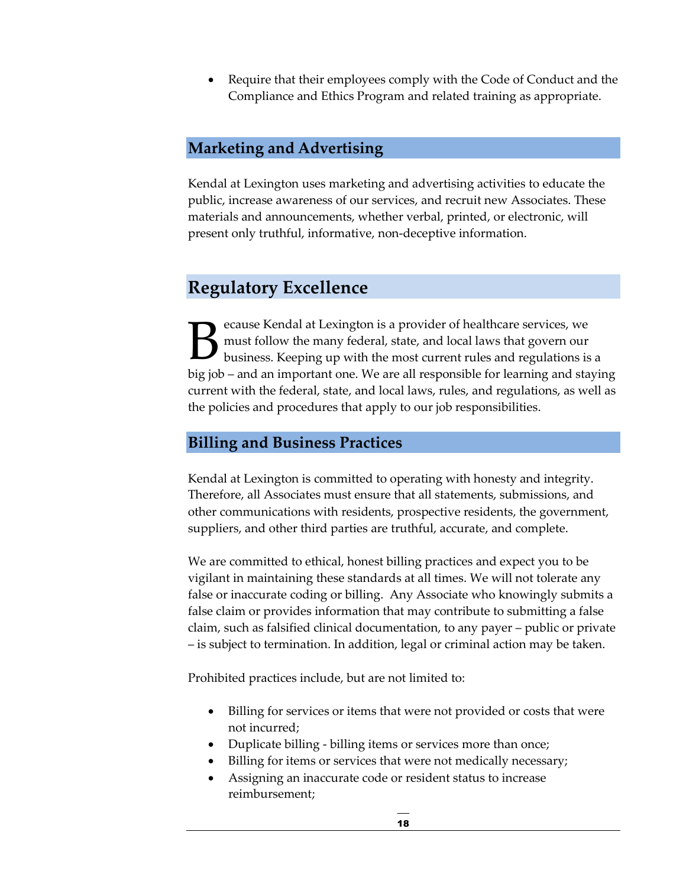- Require that their employees comply with the Code of Conduct and the Compliance and Ethics Program and related training as appropriate.

### Marketing and Advertising

Kendal at Lexington uses marketing and advertising activities to educate the public, increase awareness of our services, and recruit new Associates. These materials and announcements, whether verbal, printed, or electronic, will present only truthful, informative, non-deceptive information.

## Regulatory Excellence

Because Kendal at Lexington is a provider of healthcare services, we must follow the many federal, state, and local laws that govern our business. Keeping up with the most current rules and regulations is a big job – and an important one. We are all responsible for learning and staying current with the federal, state, and local laws, rules, and regulations, as well as the policies and procedures that apply to our job responsibilities.

### Billing and Business Practices

Kendal at Lexington is committed to operating with honesty and integrity. Therefore, all Associates must ensure that all statements, submissions, and other communications with residents, prospective residents, the government, suppliers, and other third parties are truthful, accurate, and complete.

We are committed to ethical, honest billing practices and expect you to be vigilant in maintaining these standards at all times. We will not tolerate any false or inaccurate coding or billing. Any Associate who knowingly submits a false claim or provides information that may contribute to submitting a false claim, such as falsified clinical documentation, to any payer – public or private – is subject to termination. In addition, legal or criminal action may be taken.

Prohibited practices include, but are not limited to:

- Billing for services or items that were not provided or costs that were not incurred;
- Duplicate billing - billing items or services more than once;
- Billing for items or services that were not medically necessary;
- Assigning an inaccurate code or resident status to increase reimbursement;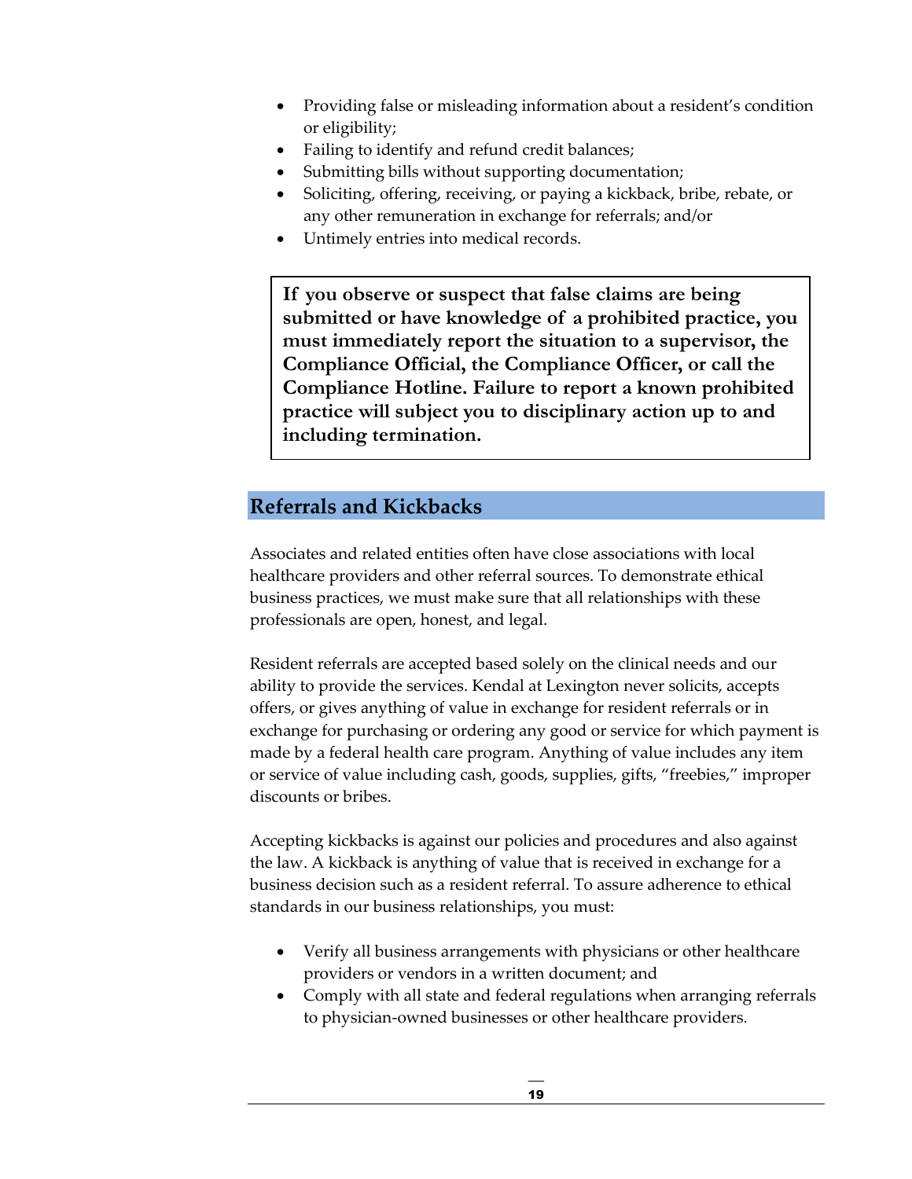- Providing false or misleading information about a resident's condition or eligibility;
- Failing to identify and refund credit balances;
- Submitting bills without supporting documentation;
- Soliciting, offering, receiving, or paying a kickback, bribe, rebate, or any other remuneration in exchange for referrals; and/or
- Untimely entries into medical records.

**If you observe or suspect that false claims are being submitted or have knowledge of a prohibited practice, you must immediately report the situation to a supervisor, the Compliance Official, the Compliance Officer, or call the Compliance Hotline. Failure to report a known prohibited practice will subject you to disciplinary action up to and including termination.**

## Referrals and Kickbacks

Associates and related entities often have close associations with local healthcare providers and other referral sources. To demonstrate ethical business practices, we must make sure that all relationships with these professionals are open, honest, and legal.

Resident referrals are accepted based solely on the clinical needs and our ability to provide the services. Kendal at Lexington never solicits, accepts offers, or gives anything of value in exchange for resident referrals or in exchange for purchasing or ordering any good or service for which payment is made by a federal health care program. Anything of value includes any item or service of value including cash, goods, supplies, gifts, "freebies," improper discounts or bribes.

Accepting kickbacks is against our policies and procedures and also against the law. A kickback is anything of value that is received in exchange for a business decision such as a resident referral. To assure adherence to ethical standards in our business relationships, you must:

- Verify all business arrangements with physicians or other healthcare providers or vendors in a written document; and
- Comply with all state and federal regulations when arranging referrals to physician-owned businesses or other healthcare providers.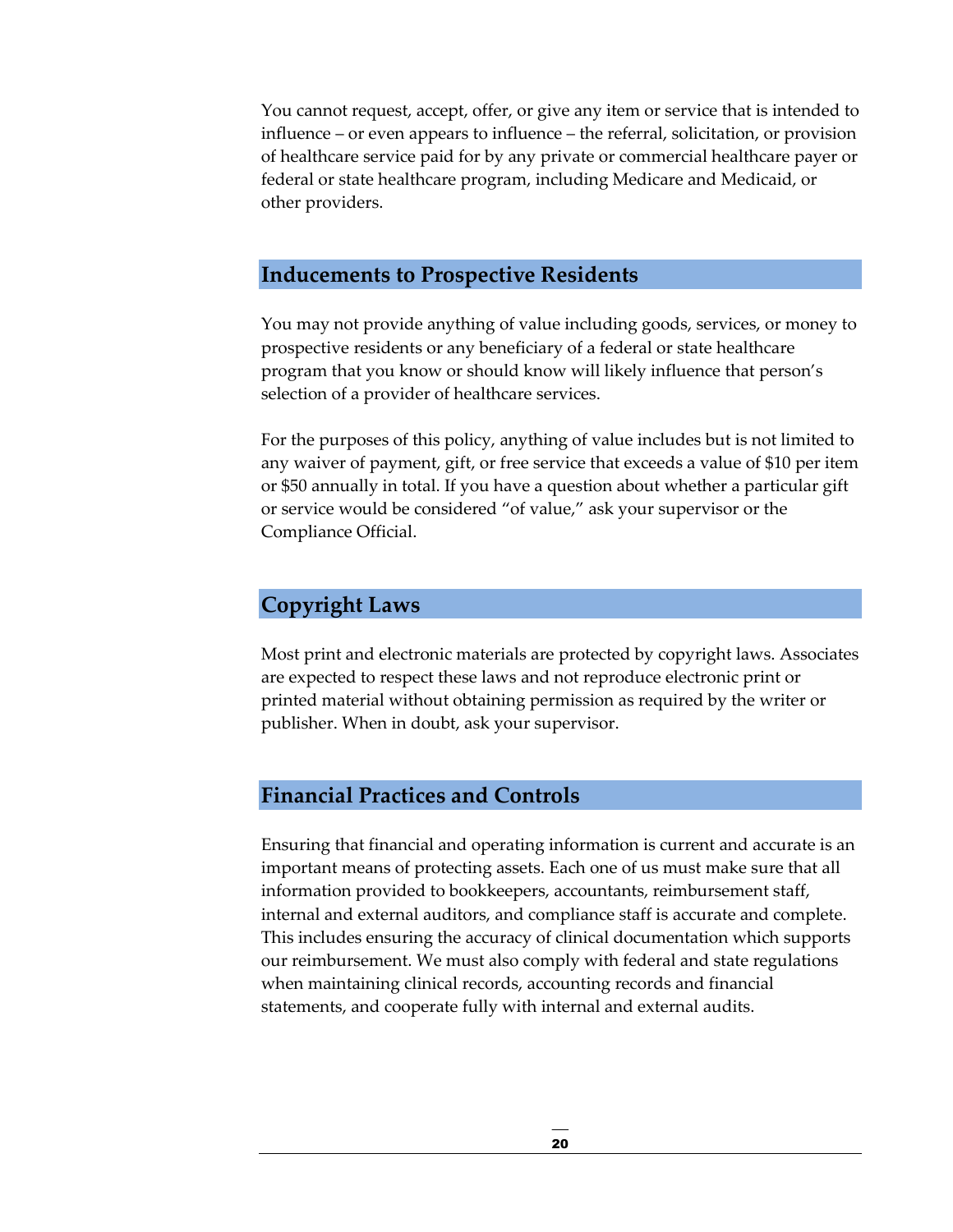You cannot request, accept, offer, or give any item or service that is intended to influence – or even appears to influence – the referral, solicitation, or provision of healthcare service paid for by any private or commercial healthcare payer or federal or state healthcare program, including Medicare and Medicaid, or other providers.

## Inducements to Prospective Residents

You may not provide anything of value including goods, services, or money to prospective residents or any beneficiary of a federal or state healthcare program that you know or should know will likely influence that person's selection of a provider of healthcare services.

For the purposes of this policy, anything of value includes but is not limited to any waiver of payment, gift, or free service that exceeds a value of $10 per item or $50 annually in total. If you have a question about whether a particular gift or service would be considered "of value," ask your supervisor or the Compliance Official.

## Copyright Laws

Most print and electronic materials are protected by copyright laws. Associates are expected to respect these laws and not reproduce electronic print or printed material without obtaining permission as required by the writer or publisher. When in doubt, ask your supervisor.

## Financial Practices and Controls

Ensuring that financial and operating information is current and accurate is an important means of protecting assets. Each one of us must make sure that all information provided to bookkeepers, accountants, reimbursement staff, internal and external auditors, and compliance staff is accurate and complete. This includes ensuring the accuracy of clinical documentation which supports our reimbursement. We must also comply with federal and state regulations when maintaining clinical records, accounting records and financial statements, and cooperate fully with internal and external audits.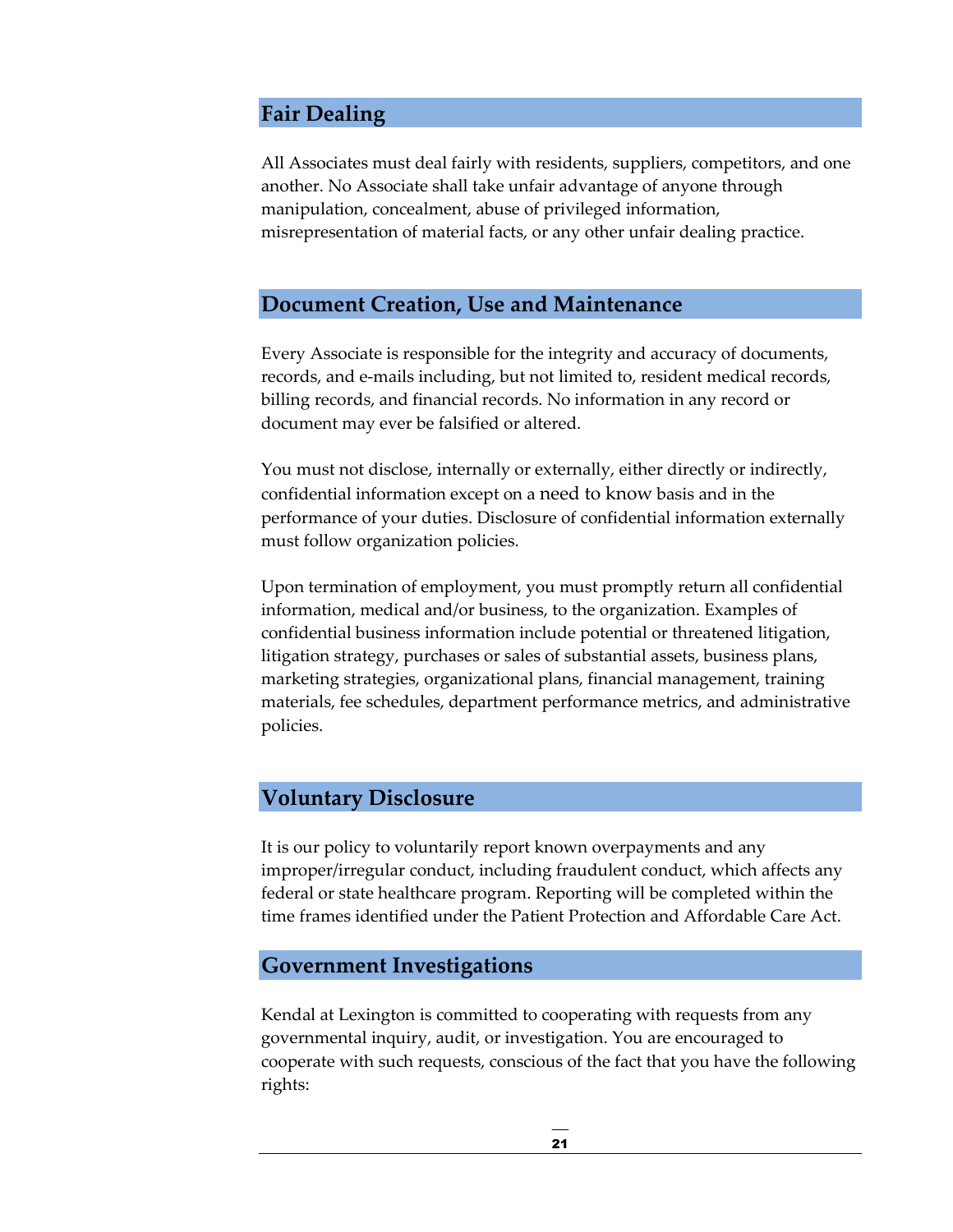## Fair Dealing

All Associates must deal fairly with residents, suppliers, competitors, and one another. No Associate shall take unfair advantage of anyone through manipulation, concealment, abuse of privileged information, misrepresentation of material facts, or any other unfair dealing practice.

## Document Creation, Use and Maintenance

Every Associate is responsible for the integrity and accuracy of documents, records, and e-mails including, but not limited to, resident medical records, billing records, and financial records. No information in any record or document may ever be falsified or altered.

You must not disclose, internally or externally, either directly or indirectly, confidential information except on a need to know basis and in the performance of your duties. Disclosure of confidential information externally must follow organization policies.

Upon termination of employment, you must promptly return all confidential information, medical and/or business, to the organization. Examples of confidential business information include potential or threatened litigation, litigation strategy, purchases or sales of substantial assets, business plans, marketing strategies, organizational plans, financial management, training materials, fee schedules, department performance metrics, and administrative policies.

## Voluntary Disclosure

It is our policy to voluntarily report known overpayments and any improper/irregular conduct, including fraudulent conduct, which affects any federal or state healthcare program. Reporting will be completed within the time frames identified under the Patient Protection and Affordable Care Act.

## Government Investigations

Kendal at Lexington is committed to cooperating with requests from any governmental inquiry, audit, or investigation. You are encouraged to cooperate with such requests, conscious of the fact that you have the following rights: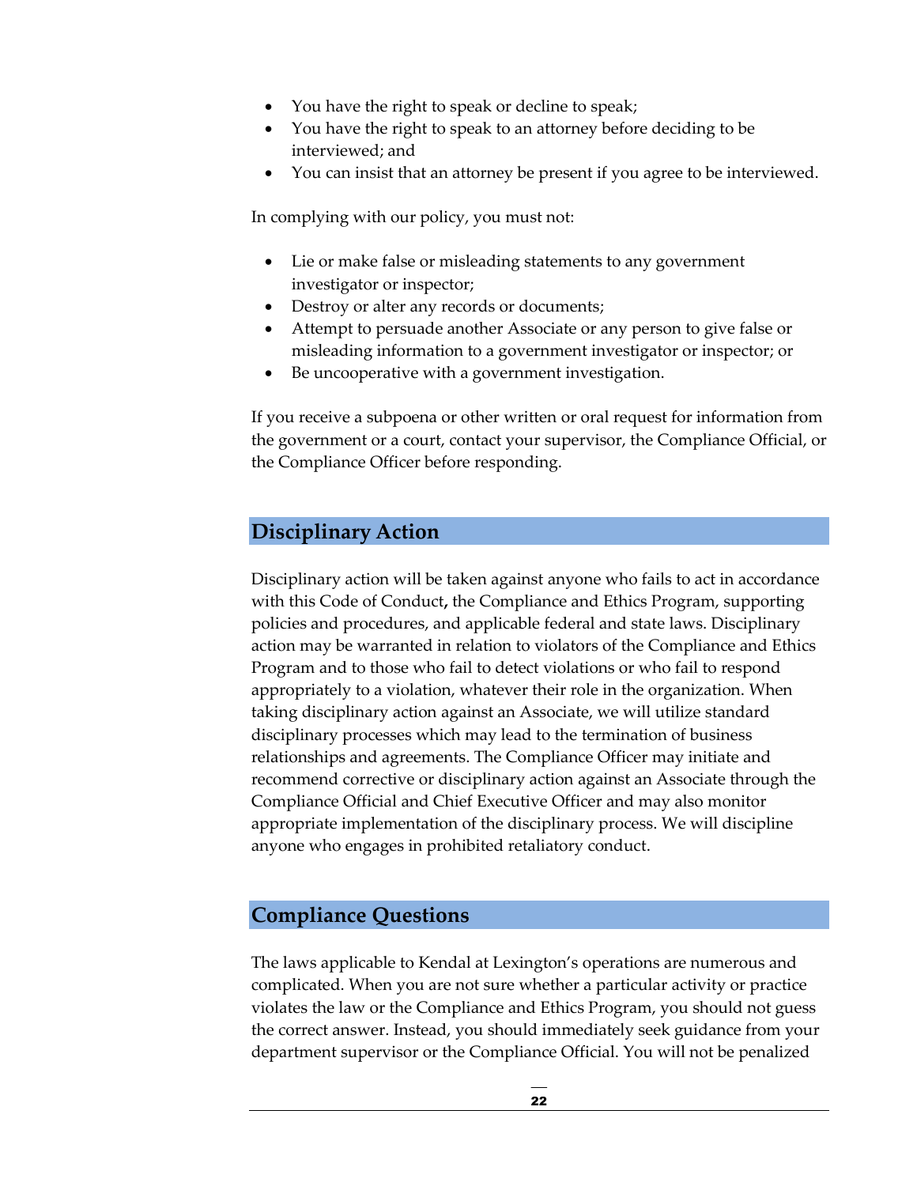- You have the right to speak or decline to speak;
- You have the right to speak to an attorney before deciding to be interviewed; and
- You can insist that an attorney be present if you agree to be interviewed.

In complying with our policy, you must not:

- Lie or make false or misleading statements to any government investigator or inspector;
- Destroy or alter any records or documents;
- Attempt to persuade another Associate or any person to give false or misleading information to a government investigator or inspector; or
- Be uncooperative with a government investigation.

If you receive a subpoena or other written or oral request for information from the government or a court, contact your supervisor, the Compliance Official, or the Compliance Officer before responding.

## Disciplinary Action

Disciplinary action will be taken against anyone who fails to act in accordance with this Code of Conduct**,** the Compliance and Ethics Program, supporting policies and procedures, and applicable federal and state laws. Disciplinary action may be warranted in relation to violators of the Compliance and Ethics Program and to those who fail to detect violations or who fail to respond appropriately to a violation, whatever their role in the organization. When taking disciplinary action against an Associate, we will utilize standard disciplinary processes which may lead to the termination of business relationships and agreements. The Compliance Officer may initiate and recommend corrective or disciplinary action against an Associate through the Compliance Official and Chief Executive Officer and may also monitor appropriate implementation of the disciplinary process. We will discipline anyone who engages in prohibited retaliatory conduct.

## Compliance Questions

The laws applicable to Kendal at Lexington's operations are numerous and complicated. When you are not sure whether a particular activity or practice violates the law or the Compliance and Ethics Program, you should not guess the correct answer. Instead, you should immediately seek guidance from your department supervisor or the Compliance Official. You will not be penalized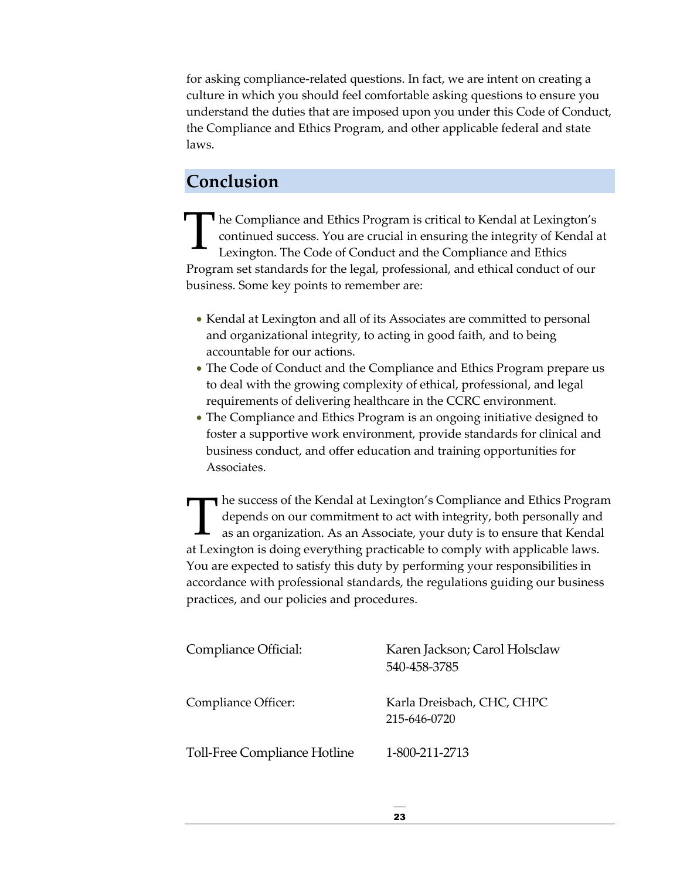for asking compliance-related questions. In fact, we are intent on creating a culture in which you should feel comfortable asking questions to ensure you understand the duties that are imposed upon you under this Code of Conduct, the Compliance and Ethics Program, and other applicable federal and state laws.

## Conclusion

The Compliance and Ethics Program is critical to Kendal at Lexington's continued success. You are crucial in ensuring the integrity of Kendal at Lexington. The Code of Conduct and the Compliance and Ethics Program set standards for the legal, professional, and ethical conduct of our business. Some key points to remember are:

- Kendal at Lexington and all of its Associates are committed to personal and organizational integrity, to acting in good faith, and to being accountable for our actions.
- The Code of Conduct and the Compliance and Ethics Program prepare us to deal with the growing complexity of ethical, professional, and legal requirements of delivering healthcare in the CCRC environment.
- The Compliance and Ethics Program is an ongoing initiative designed to foster a supportive work environment, provide standards for clinical and business conduct, and offer education and training opportunities for Associates.

The success of the Kendal at Lexington's Compliance and Ethics Program depends on our commitment to act with integrity, both personally and as an organization. As an Associate, your duty is to ensure that Kendal at Lexington is doing everything practicable to comply with applicable laws. You are expected to satisfy this duty by performing your responsibilities in accordance with professional standards, the regulations guiding our business practices, and our policies and procedures.

| | |
|---|---|
| Compliance Official: | Karen Jackson; Carol Holsclaw<br>540-458-3785 |
| Compliance Officer: | Karla Dreisbach, CHC, CHPC<br>215-646-0720 |
| Toll-Free Compliance Hotline | 1-800-211-2713 |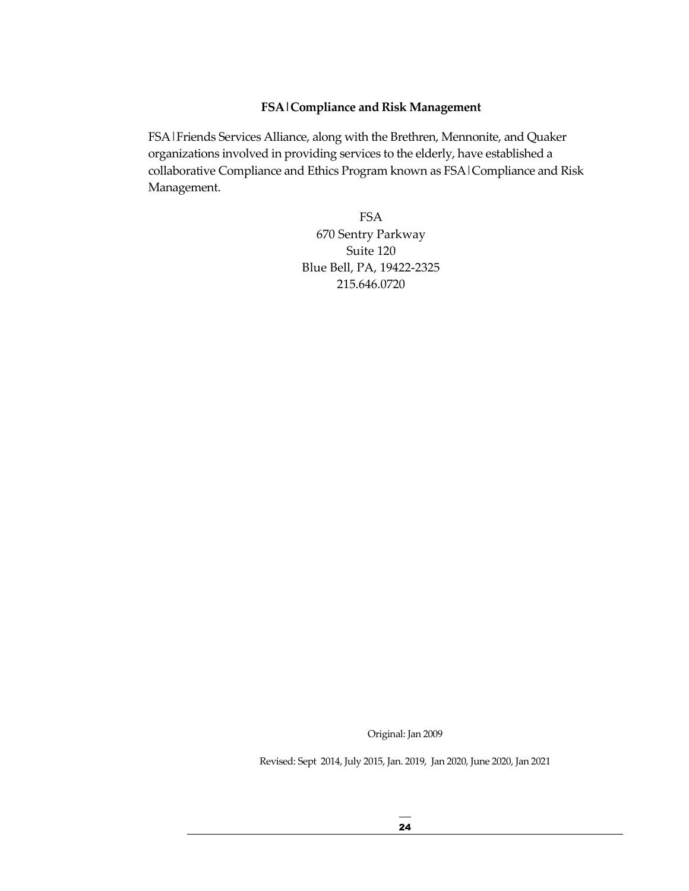**FSA|Compliance and Risk Management**

FSA|Friends Services Alliance, along with the Brethren, Mennonite, and Quaker organizations involved in providing services to the elderly, have established a collaborative Compliance and Ethics Program known as FSA|Compliance and Risk Management.

FSA
670 Sentry Parkway
Suite 120
Blue Bell, PA, 19422-2325
215.646.0720

Original: Jan 2009

Revised: Sept 2014, July 2015, Jan. 2019, Jan 2020, June 2020, Jan 2021